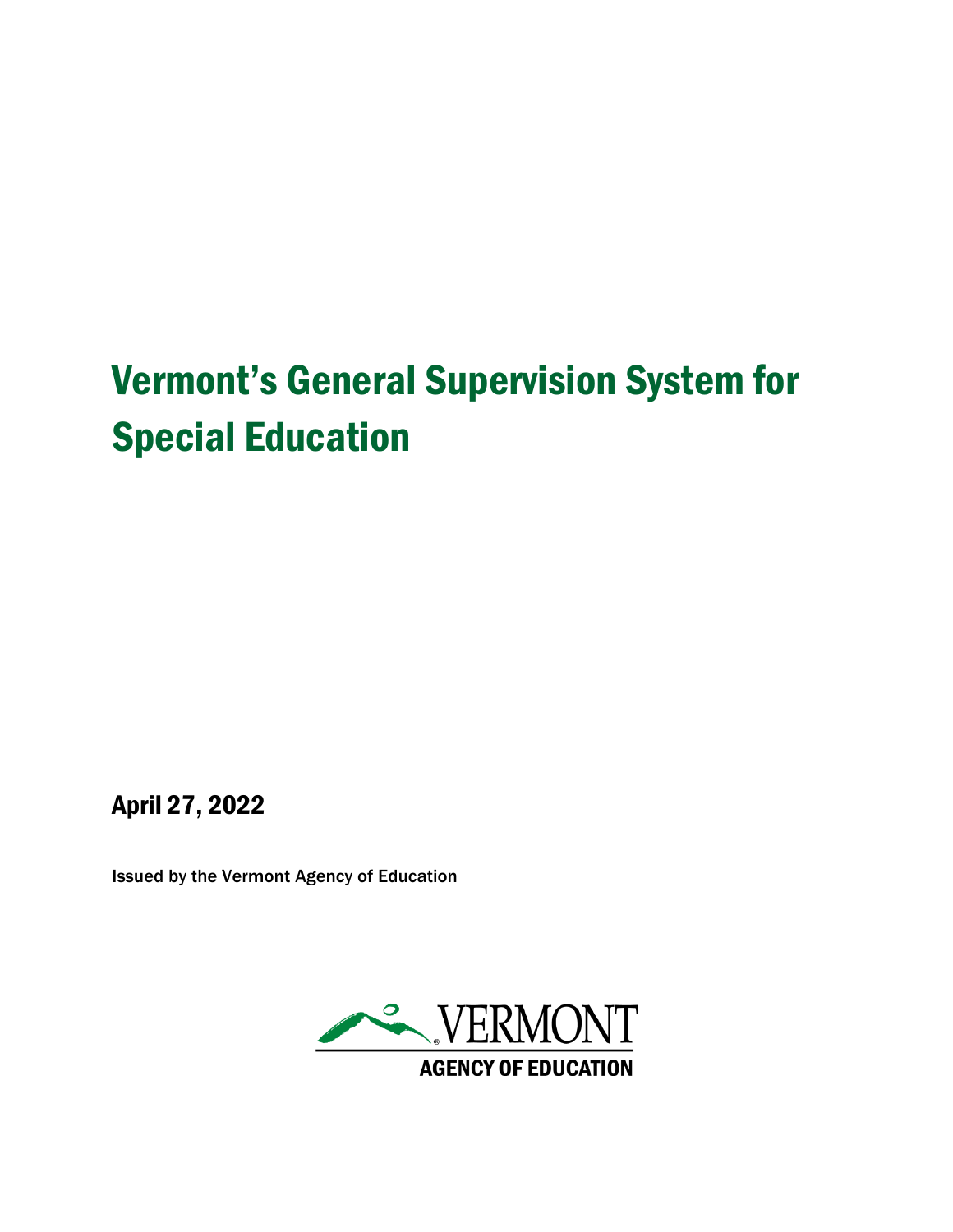# Vermont's General Supervision System for Special Education

**April 27, 2022**

Issued by the Vermont Agency of Education

VERMONT
AGENCY OF EDUCATION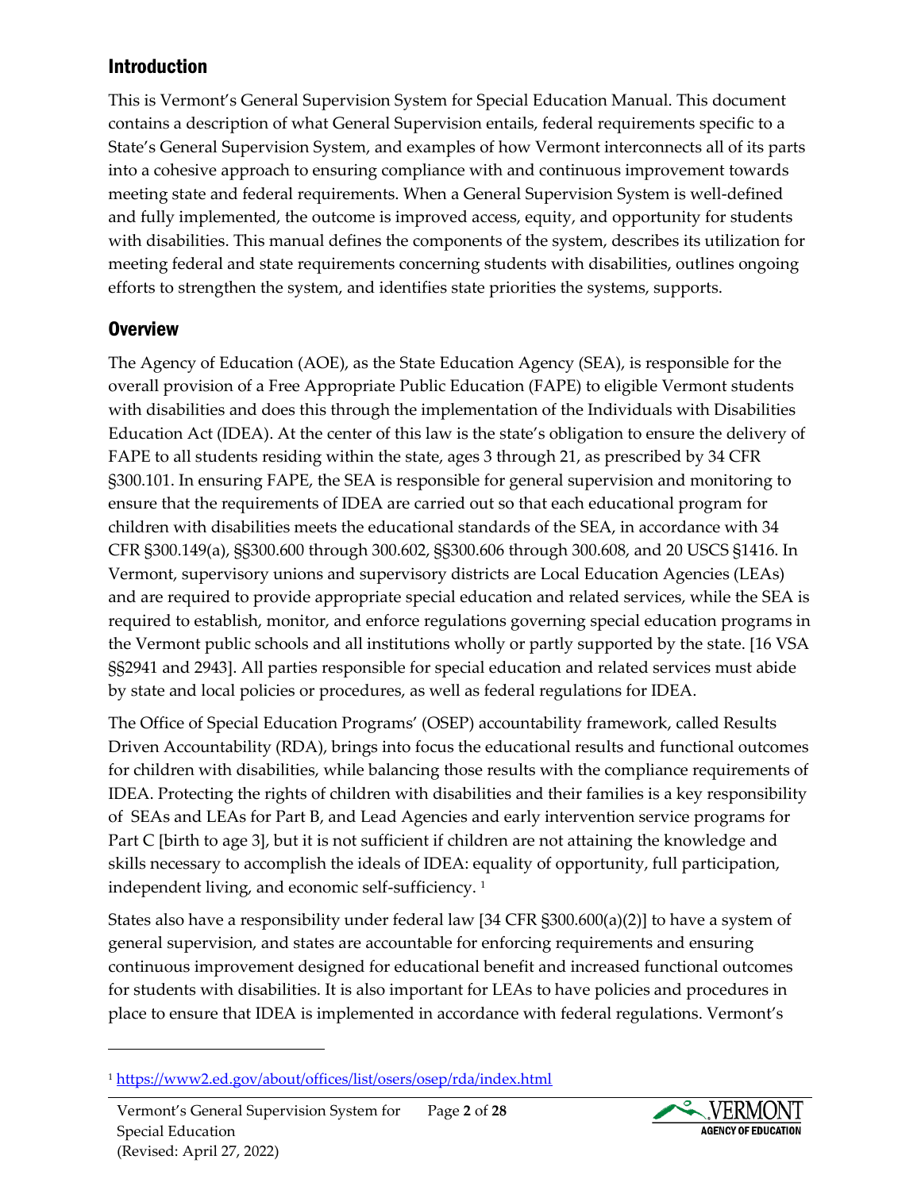## Introduction

This is Vermont's General Supervision System for Special Education Manual. This document contains a description of what General Supervision entails, federal requirements specific to a State's General Supervision System, and examples of how Vermont interconnects all of its parts into a cohesive approach to ensuring compliance with and continuous improvement towards meeting state and federal requirements. When a General Supervision System is well-defined and fully implemented, the outcome is improved access, equity, and opportunity for students with disabilities. This manual defines the components of the system, describes its utilization for meeting federal and state requirements concerning students with disabilities, outlines ongoing efforts to strengthen the system, and identifies state priorities the systems, supports.

## Overview

The Agency of Education (AOE), as the State Education Agency (SEA), is responsible for the overall provision of a Free Appropriate Public Education (FAPE) to eligible Vermont students with disabilities and does this through the implementation of the Individuals with Disabilities Education Act (IDEA). At the center of this law is the state's obligation to ensure the delivery of FAPE to all students residing within the state, ages 3 through 21, as prescribed by 34 CFR §300.101. In ensuring FAPE, the SEA is responsible for general supervision and monitoring to ensure that the requirements of IDEA are carried out so that each educational program for children with disabilities meets the educational standards of the SEA, in accordance with 34 CFR §300.149(a), §§300.600 through 300.602, §§300.606 through 300.608, and 20 USCS §1416. In Vermont, supervisory unions and supervisory districts are Local Education Agencies (LEAs) and are required to provide appropriate special education and related services, while the SEA is required to establish, monitor, and enforce regulations governing special education programs in the Vermont public schools and all institutions wholly or partly supported by the state. [16 VSA §§2941 and 2943]. All parties responsible for special education and related services must abide by state and local policies or procedures, as well as federal regulations for IDEA.

The Office of Special Education Programs' (OSEP) accountability framework, called Results Driven Accountability (RDA), brings into focus the educational results and functional outcomes for children with disabilities, while balancing those results with the compliance requirements of IDEA. Protecting the rights of children with disabilities and their families is a key responsibility of SEAs and LEAs for Part B, and Lead Agencies and early intervention service programs for Part C [birth to age 3], but it is not sufficient if children are not attaining the knowledge and skills necessary to accomplish the ideals of IDEA: equality of opportunity, full participation, independent living, and economic self-sufficiency. [1]

States also have a responsibility under federal law [34 CFR §300.600(a)(2)] to have a system of general supervision, and states are accountable for enforcing requirements and ensuring continuous improvement designed for educational benefit and increased functional outcomes for students with disabilities. It is also important for LEAs to have policies and procedures in place to ensure that IDEA is implemented in accordance with federal regulations. Vermont's

---

[1] https://www2.ed.gov/about/offices/list/osers/osep/rda/index.html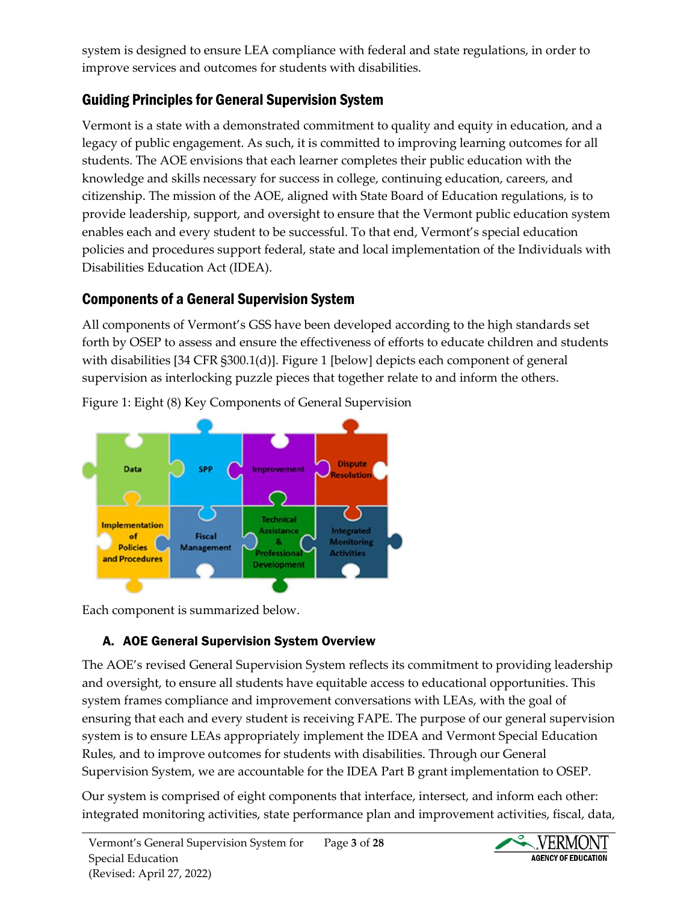system is designed to ensure LEA compliance with federal and state regulations, in order to improve services and outcomes for students with disabilities.

## Guiding Principles for General Supervision System

Vermont is a state with a demonstrated commitment to quality and equity in education, and a legacy of public engagement. As such, it is committed to improving learning outcomes for all students. The AOE envisions that each learner completes their public education with the knowledge and skills necessary for success in college, continuing education, careers, and citizenship. The mission of the AOE, aligned with State Board of Education regulations, is to provide leadership, support, and oversight to ensure that the Vermont public education system enables each and every student to be successful. To that end, Vermont's special education policies and procedures support federal, state and local implementation of the Individuals with Disabilities Education Act (IDEA).

## Components of a General Supervision System

All components of Vermont's GSS have been developed according to the high standards set forth by OSEP to assess and ensure the effectiveness of efforts to educate children and students with disabilities [34 CFR §300.1(d)]. Figure 1 [below] depicts each component of general supervision as interlocking puzzle pieces that together relate to and inform the others.

Figure 1: Eight (8) Key Components of General Supervision

Data | SPP | Improvement | Dispute Resolution | Implementation of Policies and Procedures | Fiscal Management | Technical Assistance & Professional Development | Integrated Monitoring Activities

Each component is summarized below.

### A. AOE General Supervision System Overview

The AOE's revised General Supervision System reflects its commitment to providing leadership and oversight, to ensure all students have equitable access to educational opportunities. This system frames compliance and improvement conversations with LEAs, with the goal of ensuring that each and every student is receiving FAPE. The purpose of our general supervision system is to ensure LEAs appropriately implement the IDEA and Vermont Special Education Rules, and to improve outcomes for students with disabilities. Through our General Supervision System, we are accountable for the IDEA Part B grant implementation to OSEP.

Our system is comprised of eight components that interface, intersect, and inform each other: integrated monitoring activities, state performance plan and improvement activities, fiscal, data,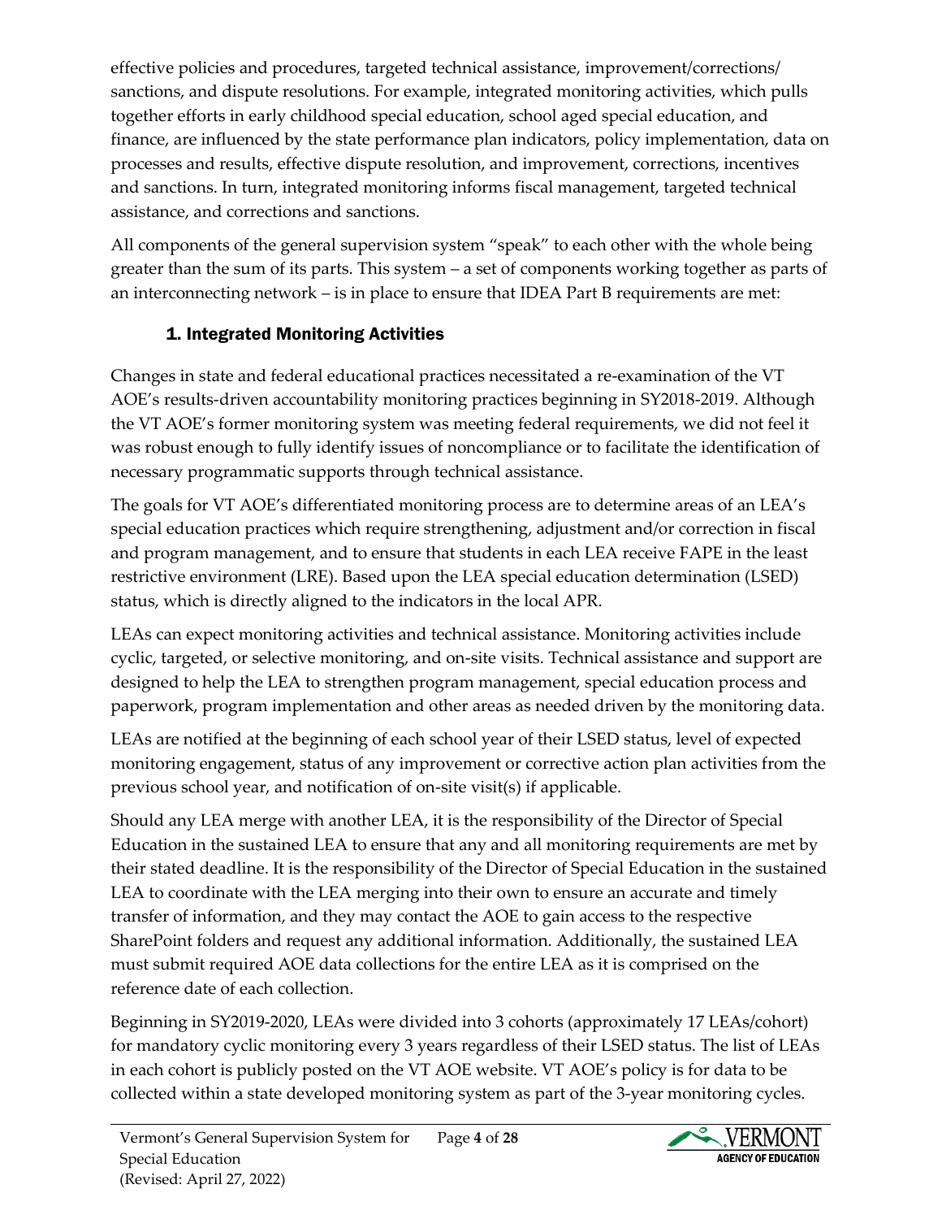effective policies and procedures, targeted technical assistance, improvement/corrections/ sanctions, and dispute resolutions. For example, integrated monitoring activities, which pulls together efforts in early childhood special education, school aged special education, and finance, are influenced by the state performance plan indicators, policy implementation, data on processes and results, effective dispute resolution, and improvement, corrections, incentives and sanctions. In turn, integrated monitoring informs fiscal management, targeted technical assistance, and corrections and sanctions.

All components of the general supervision system "speak" to each other with the whole being greater than the sum of its parts. This system – a set of components working together as parts of an interconnecting network – is in place to ensure that IDEA Part B requirements are met:

### 1. Integrated Monitoring Activities

Changes in state and federal educational practices necessitated a re-examination of the VT AOE's results-driven accountability monitoring practices beginning in SY2018-2019. Although the VT AOE's former monitoring system was meeting federal requirements, we did not feel it was robust enough to fully identify issues of noncompliance or to facilitate the identification of necessary programmatic supports through technical assistance.

The goals for VT AOE's differentiated monitoring process are to determine areas of an LEA's special education practices which require strengthening, adjustment and/or correction in fiscal and program management, and to ensure that students in each LEA receive FAPE in the least restrictive environment (LRE). Based upon the LEA special education determination (LSED) status, which is directly aligned to the indicators in the local APR.

LEAs can expect monitoring activities and technical assistance. Monitoring activities include cyclic, targeted, or selective monitoring, and on-site visits. Technical assistance and support are designed to help the LEA to strengthen program management, special education process and paperwork, program implementation and other areas as needed driven by the monitoring data.

LEAs are notified at the beginning of each school year of their LSED status, level of expected monitoring engagement, status of any improvement or corrective action plan activities from the previous school year, and notification of on-site visit(s) if applicable.

Should any LEA merge with another LEA, it is the responsibility of the Director of Special Education in the sustained LEA to ensure that any and all monitoring requirements are met by their stated deadline. It is the responsibility of the Director of Special Education in the sustained LEA to coordinate with the LEA merging into their own to ensure an accurate and timely transfer of information, and they may contact the AOE to gain access to the respective SharePoint folders and request any additional information. Additionally, the sustained LEA must submit required AOE data collections for the entire LEA as it is comprised on the reference date of each collection.

Beginning in SY2019-2020, LEAs were divided into 3 cohorts (approximately 17 LEAs/cohort) for mandatory cyclic monitoring every 3 years regardless of their LSED status. The list of LEAs in each cohort is publicly posted on the VT AOE website. VT AOE's policy is for data to be collected within a state developed monitoring system as part of the 3-year monitoring cycles.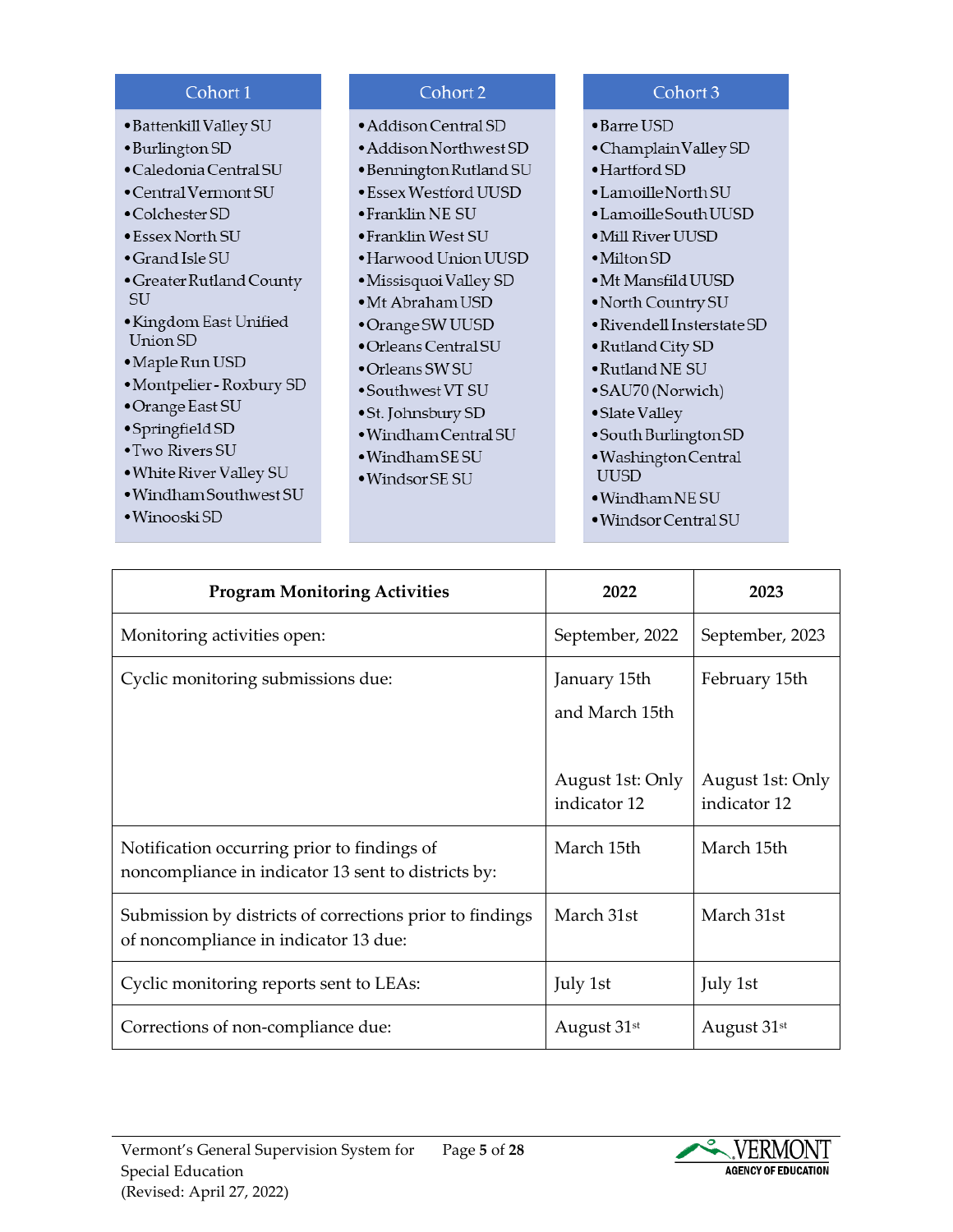### Cohort 1

- Battenkill Valley SU
- Burlington SD
- Caledonia Central SU
- Central Vermont SU
- Colchester SD
- Essex North SU
- Grand Isle SU
- Greater Rutland County SU
- Kingdom East Unified Union SD
- Maple Run USD
- Montpelier - Roxbury SD
- Orange East SU
- Springfield SD
- Two Rivers SU
- White River Valley SU
- Windham Southwest SU
- Winooski SD

### Cohort 2

- Addison Central SD
- Addison Northwest SD
- Bennington Rutland SU
- Essex Westford UUSD
- Franklin NE SU
- Franklin West SU
- Harwood Union UUSD
- Missisquoi Valley SD
- Mt Abraham USD
- Orange SW UUSD
- Orleans Central SU
- Orleans SW SU
- Southwest VT SU
- St. Johnsbury SD
- Windham Central SU
- Windham SE SU
- Windsor SE SU

### Cohort 3

- Barre USD
- Champlain Valley SD
- Hartford SD
- Lamoille North SU
- Lamoille South UUSD
- Mill River UUSD
- Milton SD
- Mt Mansfild UUSD
- North Country SU
- Rivendell Insterstate SD
- Rutland City SD
- Rutland NE SU
- SAU70 (Norwich)
- Slate Valley
- South Burlington SD
- Washington Central UUSD
- Windham NE SU
- Windsor Central SU

| Program Monitoring Activities | 2022 | 2023 |
|---|---|---|
| Monitoring activities open: | September, 2022 | September, 2023 |
| Cyclic monitoring submissions due: | January 15th and March 15th<br><br>August 1st: Only indicator 12 | February 15th<br><br>August 1st: Only indicator 12 |
| Notification occurring prior to findings of noncompliance in indicator 13 sent to districts by: | March 15th | March 15th |
| Submission by districts of corrections prior to findings of noncompliance in indicator 13 due: | March 31st | March 31st |
| Cyclic monitoring reports sent to LEAs: | July 1st | July 1st |
| Corrections of non-compliance due: | August 31st | August 31st |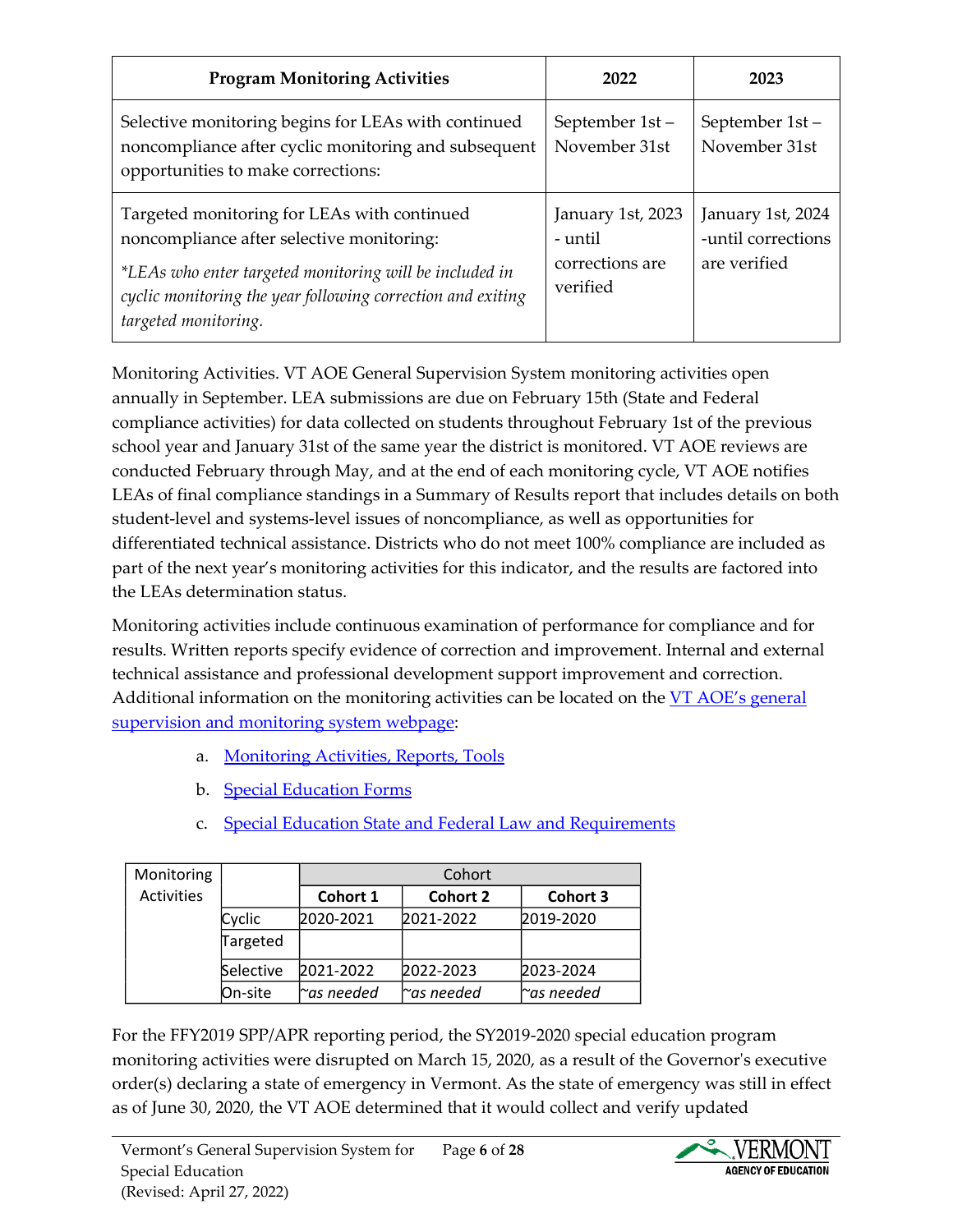| Program Monitoring Activities | 2022 | 2023 |
|---|---|---|
| Selective monitoring begins for LEAs with continued noncompliance after cyclic monitoring and subsequent opportunities to make corrections: | September 1st – November 31st | September 1st – November 31st |
| Targeted monitoring for LEAs with continued noncompliance after selective monitoring: *LEAs who enter targeted monitoring will be included in cyclic monitoring the year following correction and exiting targeted monitoring.* | January 1st, 2023 - until corrections are verified | January 1st, 2024 -until corrections are verified |

Monitoring Activities. VT AOE General Supervision System monitoring activities open annually in September. LEA submissions are due on February 15th (State and Federal compliance activities) for data collected on students throughout February 1st of the previous school year and January 31st of the same year the district is monitored. VT AOE reviews are conducted February through May, and at the end of each monitoring cycle, VT AOE notifies LEAs of final compliance standings in a Summary of Results report that includes details on both student-level and systems-level issues of noncompliance, as well as opportunities for differentiated technical assistance. Districts who do not meet 100% compliance are included as part of the next year's monitoring activities for this indicator, and the results are factored into the LEAs determination status.

Monitoring activities include continuous examination of performance for compliance and for results. Written reports specify evidence of correction and improvement. Internal and external technical assistance and professional development support improvement and correction. Additional information on the monitoring activities can be located on the VT AOE's general supervision and monitoring system webpage:

a. Monitoring Activities, Reports, Tools
b. Special Education Forms
c. Special Education State and Federal Law and Requirements

| Monitoring Activities | | Cohort | | |
|---|---|---|---|---|
| | | **Cohort 1** | **Cohort 2** | **Cohort 3** |
| | Cyclic | 2020-2021 | 2021-2022 | 2019-2020 |
| | Targeted | | | |
| | Selective | 2021-2022 | 2022-2023 | 2023-2024 |
| | On-site | *~as needed* | *~as needed* | *~as needed* |

For the FFY2019 SPP/APR reporting period, the SY2019-2020 special education program monitoring activities were disrupted on March 15, 2020, as a result of the Governor's executive order(s) declaring a state of emergency in Vermont. As the state of emergency was still in effect as of June 30, 2020, the VT AOE determined that it would collect and verify updated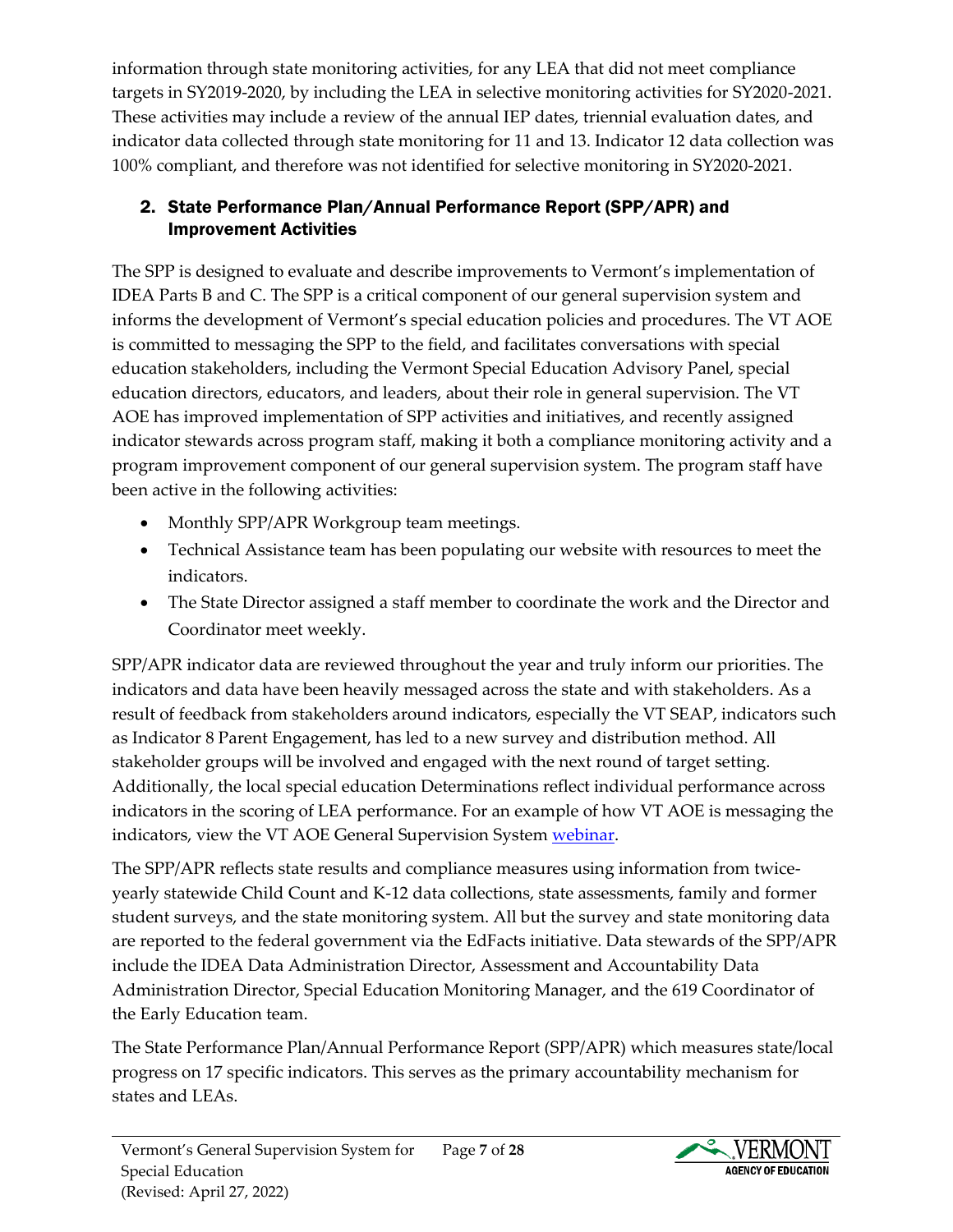information through state monitoring activities, for any LEA that did not meet compliance targets in SY2019-2020, by including the LEA in selective monitoring activities for SY2020-2021. These activities may include a review of the annual IEP dates, triennial evaluation dates, and indicator data collected through state monitoring for 11 and 13. Indicator 12 data collection was 100% compliant, and therefore was not identified for selective monitoring in SY2020-2021.

## 2. State Performance Plan/Annual Performance Report (SPP/APR) and Improvement Activities

The SPP is designed to evaluate and describe improvements to Vermont's implementation of IDEA Parts B and C. The SPP is a critical component of our general supervision system and informs the development of Vermont's special education policies and procedures. The VT AOE is committed to messaging the SPP to the field, and facilitates conversations with special education stakeholders, including the Vermont Special Education Advisory Panel, special education directors, educators, and leaders, about their role in general supervision. The VT AOE has improved implementation of SPP activities and initiatives, and recently assigned indicator stewards across program staff, making it both a compliance monitoring activity and a program improvement component of our general supervision system. The program staff have been active in the following activities:

- Monthly SPP/APR Workgroup team meetings.
- Technical Assistance team has been populating our website with resources to meet the indicators.
- The State Director assigned a staff member to coordinate the work and the Director and Coordinator meet weekly.

SPP/APR indicator data are reviewed throughout the year and truly inform our priorities. The indicators and data have been heavily messaged across the state and with stakeholders. As a result of feedback from stakeholders around indicators, especially the VT SEAP, indicators such as Indicator 8 Parent Engagement, has led to a new survey and distribution method. All stakeholder groups will be involved and engaged with the next round of target setting. Additionally, the local special education Determinations reflect individual performance across indicators in the scoring of LEA performance. For an example of how VT AOE is messaging the indicators, view the VT AOE General Supervision System webinar.

The SPP/APR reflects state results and compliance measures using information from twice-yearly statewide Child Count and K-12 data collections, state assessments, family and former student surveys, and the state monitoring system. All but the survey and state monitoring data are reported to the federal government via the EdFacts initiative. Data stewards of the SPP/APR include the IDEA Data Administration Director, Assessment and Accountability Data Administration Director, Special Education Monitoring Manager, and the 619 Coordinator of the Early Education team.

The State Performance Plan/Annual Performance Report (SPP/APR) which measures state/local progress on 17 specific indicators. This serves as the primary accountability mechanism for states and LEAs.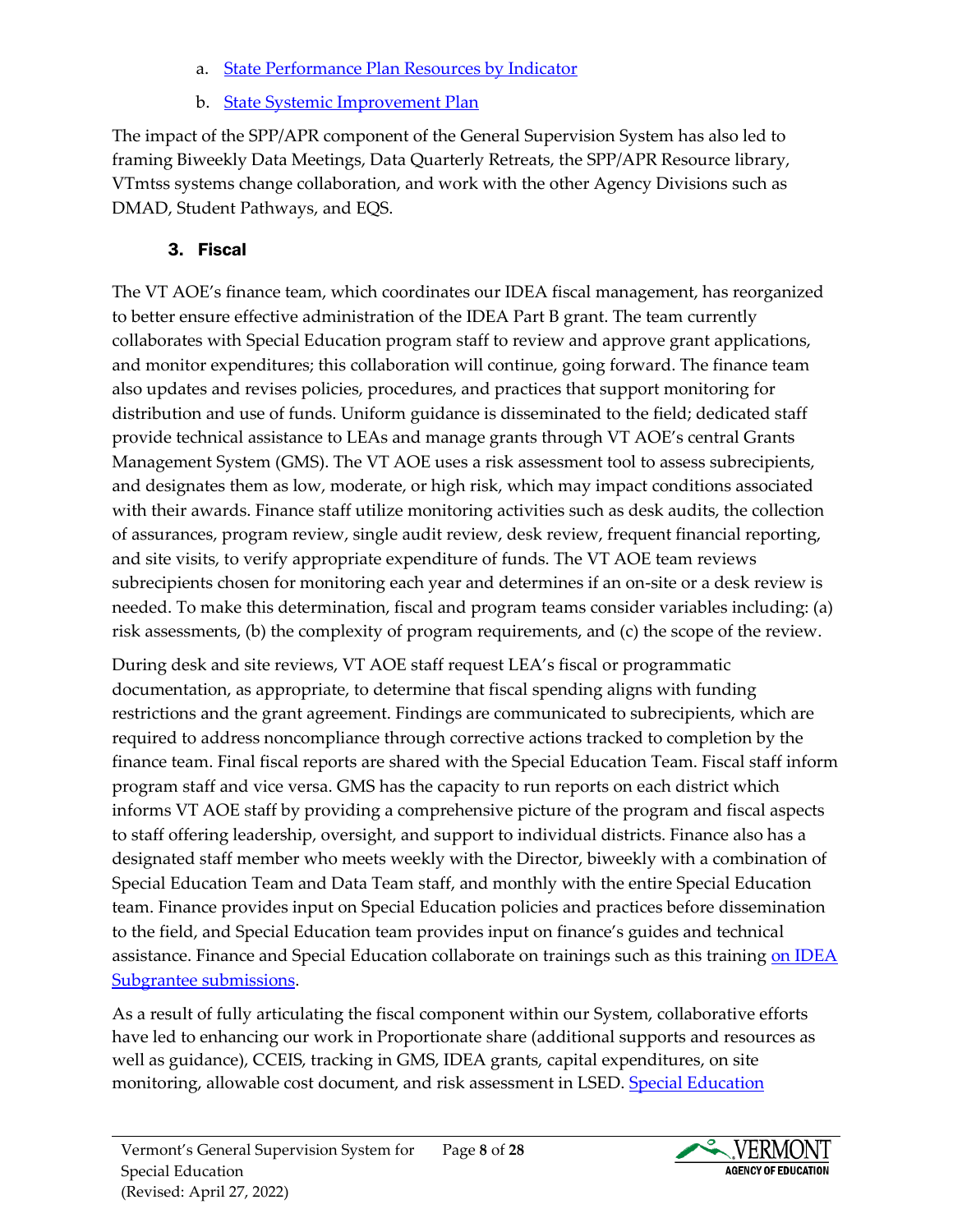a. State Performance Plan Resources by Indicator

b. State Systemic Improvement Plan

The impact of the SPP/APR component of the General Supervision System has also led to framing Biweekly Data Meetings, Data Quarterly Retreats, the SPP/APR Resource library, VTmtss systems change collaboration, and work with the other Agency Divisions such as DMAD, Student Pathways, and EQS.

### 3. Fiscal

The VT AOE's finance team, which coordinates our IDEA fiscal management, has reorganized to better ensure effective administration of the IDEA Part B grant. The team currently collaborates with Special Education program staff to review and approve grant applications, and monitor expenditures; this collaboration will continue, going forward. The finance team also updates and revises policies, procedures, and practices that support monitoring for distribution and use of funds. Uniform guidance is disseminated to the field; dedicated staff provide technical assistance to LEAs and manage grants through VT AOE's central Grants Management System (GMS). The VT AOE uses a risk assessment tool to assess subrecipients, and designates them as low, moderate, or high risk, which may impact conditions associated with their awards. Finance staff utilize monitoring activities such as desk audits, the collection of assurances, program review, single audit review, desk review, frequent financial reporting, and site visits, to verify appropriate expenditure of funds. The VT AOE team reviews subrecipients chosen for monitoring each year and determines if an on-site or a desk review is needed. To make this determination, fiscal and program teams consider variables including: (a) risk assessments, (b) the complexity of program requirements, and (c) the scope of the review.

During desk and site reviews, VT AOE staff request LEA's fiscal or programmatic documentation, as appropriate, to determine that fiscal spending aligns with funding restrictions and the grant agreement. Findings are communicated to subrecipients, which are required to address noncompliance through corrective actions tracked to completion by the finance team. Final fiscal reports are shared with the Special Education Team. Fiscal staff inform program staff and vice versa. GMS has the capacity to run reports on each district which informs VT AOE staff by providing a comprehensive picture of the program and fiscal aspects to staff offering leadership, oversight, and support to individual districts. Finance also has a designated staff member who meets weekly with the Director, biweekly with a combination of Special Education Team and Data Team staff, and monthly with the entire Special Education team. Finance provides input on Special Education policies and practices before dissemination to the field, and Special Education team provides input on finance's guides and technical assistance. Finance and Special Education collaborate on trainings such as this training on IDEA Subgrantee submissions.

As a result of fully articulating the fiscal component within our System, collaborative efforts have led to enhancing our work in Proportionate share (additional supports and resources as well as guidance), CCEIS, tracking in GMS, IDEA grants, capital expenditures, on site monitoring, allowable cost document, and risk assessment in LSED. Special Education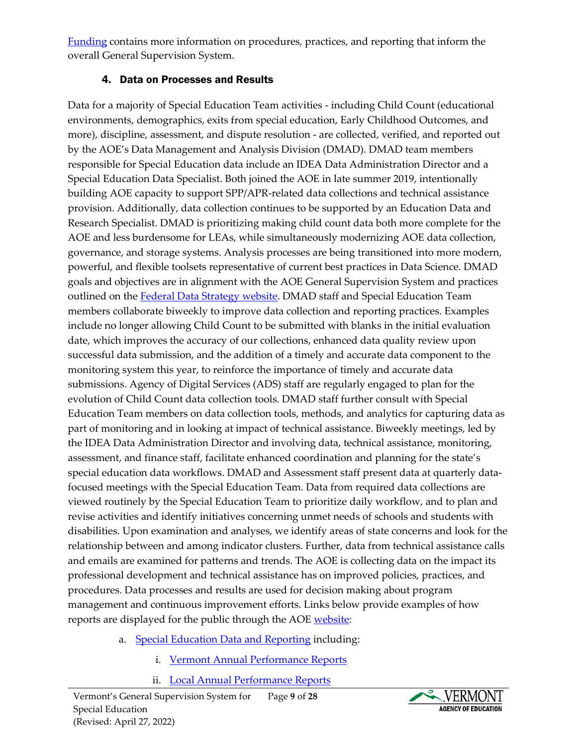Funding contains more information on procedures, practices, and reporting that inform the overall General Supervision System.

### 4. Data on Processes and Results

Data for a majority of Special Education Team activities - including Child Count (educational environments, demographics, exits from special education, Early Childhood Outcomes, and more), discipline, assessment, and dispute resolution - are collected, verified, and reported out by the AOE's Data Management and Analysis Division (DMAD). DMAD team members responsible for Special Education data include an IDEA Data Administration Director and a Special Education Data Specialist. Both joined the AOE in late summer 2019, intentionally building AOE capacity to support SPP/APR-related data collections and technical assistance provision. Additionally, data collection continues to be supported by an Education Data and Research Specialist. DMAD is prioritizing making child count data both more complete for the AOE and less burdensome for LEAs, while simultaneously modernizing AOE data collection, governance, and storage systems. Analysis processes are being transitioned into more modern, powerful, and flexible toolsets representative of current best practices in Data Science. DMAD goals and objectives are in alignment with the AOE General Supervision System and practices outlined on the Federal Data Strategy website. DMAD staff and Special Education Team members collaborate biweekly to improve data collection and reporting practices. Examples include no longer allowing Child Count to be submitted with blanks in the initial evaluation date, which improves the accuracy of our collections, enhanced data quality review upon successful data submission, and the addition of a timely and accurate data component to the monitoring system this year, to reinforce the importance of timely and accurate data submissions. Agency of Digital Services (ADS) staff are regularly engaged to plan for the evolution of Child Count data collection tools. DMAD staff further consult with Special Education Team members on data collection tools, methods, and analytics for capturing data as part of monitoring and in looking at impact of technical assistance. Biweekly meetings, led by the IDEA Data Administration Director and involving data, technical assistance, monitoring, assessment, and finance staff, facilitate enhanced coordination and planning for the state's special education data workflows. DMAD and Assessment staff present data at quarterly data-focused meetings with the Special Education Team. Data from required data collections are viewed routinely by the Special Education Team to prioritize daily workflow, and to plan and revise activities and identify initiatives concerning unmet needs of schools and students with disabilities. Upon examination and analyses, we identify areas of state concerns and look for the relationship between and among indicator clusters. Further, data from technical assistance calls and emails are examined for patterns and trends. The AOE is collecting data on the impact its professional development and technical assistance has on improved policies, practices, and procedures. Data processes and results are used for decision making about program management and continuous improvement efforts. Links below provide examples of how reports are displayed for the public through the AOE website:

a. Special Education Data and Reporting including:
   i. Vermont Annual Performance Reports
   ii. Local Annual Performance Reports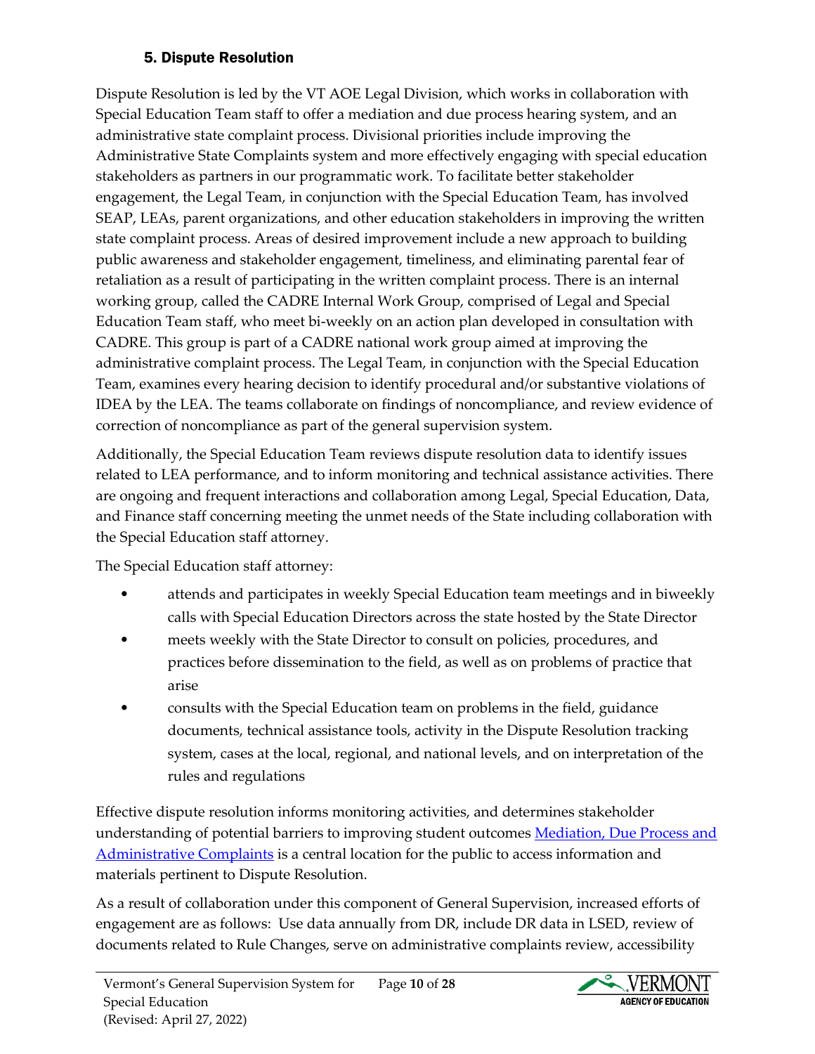## 5. Dispute Resolution

Dispute Resolution is led by the VT AOE Legal Division, which works in collaboration with Special Education Team staff to offer a mediation and due process hearing system, and an administrative state complaint process. Divisional priorities include improving the Administrative State Complaints system and more effectively engaging with special education stakeholders as partners in our programmatic work. To facilitate better stakeholder engagement, the Legal Team, in conjunction with the Special Education Team, has involved SEAP, LEAs, parent organizations, and other education stakeholders in improving the written state complaint process. Areas of desired improvement include a new approach to building public awareness and stakeholder engagement, timeliness, and eliminating parental fear of retaliation as a result of participating in the written complaint process. There is an internal working group, called the CADRE Internal Work Group, comprised of Legal and Special Education Team staff, who meet bi-weekly on an action plan developed in consultation with CADRE. This group is part of a CADRE national work group aimed at improving the administrative complaint process. The Legal Team, in conjunction with the Special Education Team, examines every hearing decision to identify procedural and/or substantive violations of IDEA by the LEA. The teams collaborate on findings of noncompliance, and review evidence of correction of noncompliance as part of the general supervision system.

Additionally, the Special Education Team reviews dispute resolution data to identify issues related to LEA performance, and to inform monitoring and technical assistance activities. There are ongoing and frequent interactions and collaboration among Legal, Special Education, Data, and Finance staff concerning meeting the unmet needs of the State including collaboration with the Special Education staff attorney.

The Special Education staff attorney:

- attends and participates in weekly Special Education team meetings and in biweekly calls with Special Education Directors across the state hosted by the State Director
- meets weekly with the State Director to consult on policies, procedures, and practices before dissemination to the field, as well as on problems of practice that arise
- consults with the Special Education team on problems in the field, guidance documents, technical assistance tools, activity in the Dispute Resolution tracking system, cases at the local, regional, and national levels, and on interpretation of the rules and regulations

Effective dispute resolution informs monitoring activities, and determines stakeholder understanding of potential barriers to improving student outcomes Mediation, Due Process and Administrative Complaints is a central location for the public to access information and materials pertinent to Dispute Resolution.

As a result of collaboration under this component of General Supervision, increased efforts of engagement are as follows: Use data annually from DR, include DR data in LSED, review of documents related to Rule Changes, serve on administrative complaints review, accessibility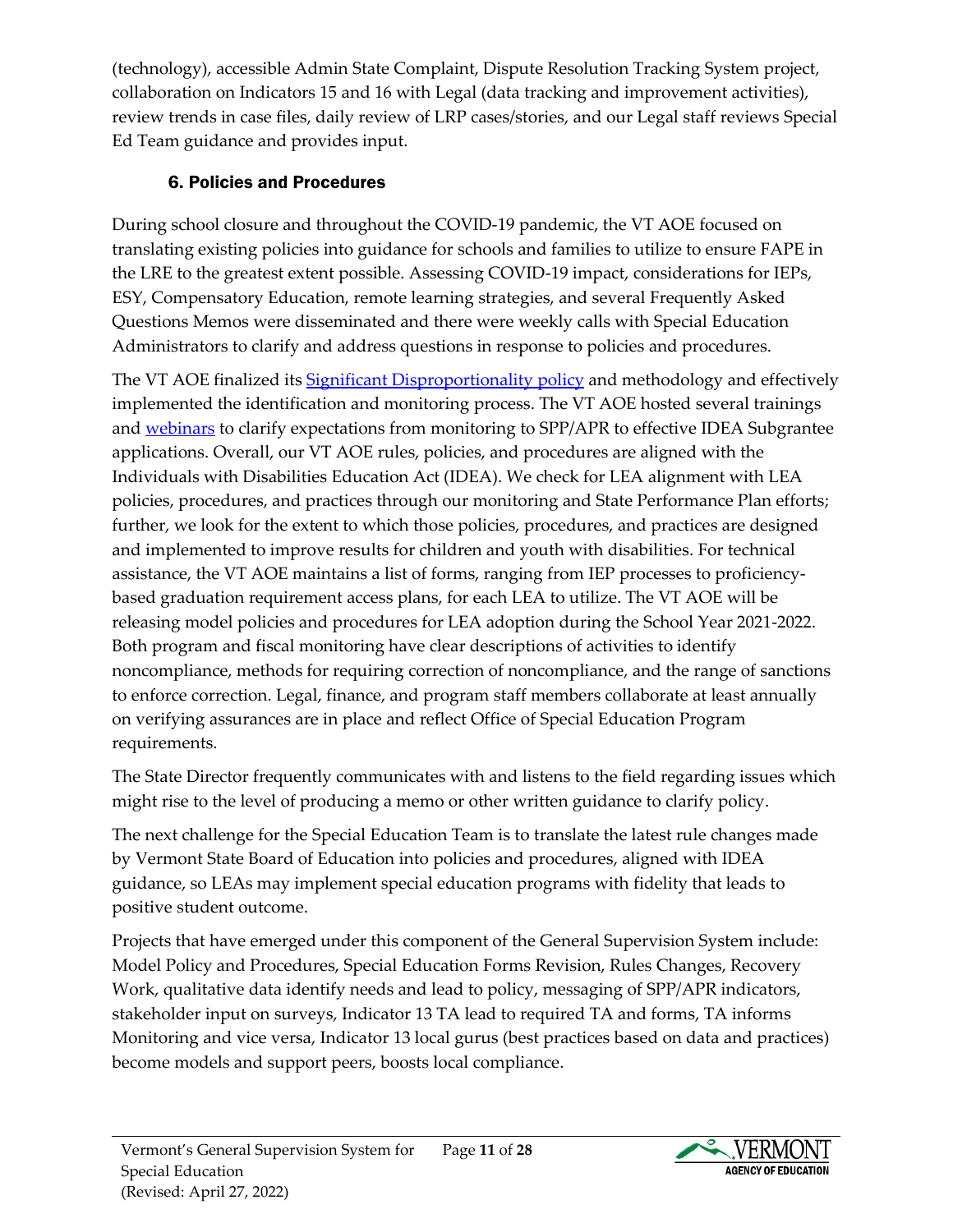(technology), accessible Admin State Complaint, Dispute Resolution Tracking System project, collaboration on Indicators 15 and 16 with Legal (data tracking and improvement activities), review trends in case files, daily review of LRP cases/stories, and our Legal staff reviews Special Ed Team guidance and provides input.

### 6. Policies and Procedures

During school closure and throughout the COVID-19 pandemic, the VT AOE focused on translating existing policies into guidance for schools and families to utilize to ensure FAPE in the LRE to the greatest extent possible. Assessing COVID-19 impact, considerations for IEPs, ESY, Compensatory Education, remote learning strategies, and several Frequently Asked Questions Memos were disseminated and there were weekly calls with Special Education Administrators to clarify and address questions in response to policies and procedures.

The VT AOE finalized its Significant Disproportionality policy and methodology and effectively implemented the identification and monitoring process. The VT AOE hosted several trainings and webinars to clarify expectations from monitoring to SPP/APR to effective IDEA Subgrantee applications. Overall, our VT AOE rules, policies, and procedures are aligned with the Individuals with Disabilities Education Act (IDEA). We check for LEA alignment with LEA policies, procedures, and practices through our monitoring and State Performance Plan efforts; further, we look for the extent to which those policies, procedures, and practices are designed and implemented to improve results for children and youth with disabilities. For technical assistance, the VT AOE maintains a list of forms, ranging from IEP processes to proficiency-based graduation requirement access plans, for each LEA to utilize. The VT AOE will be releasing model policies and procedures for LEA adoption during the School Year 2021-2022. Both program and fiscal monitoring have clear descriptions of activities to identify noncompliance, methods for requiring correction of noncompliance, and the range of sanctions to enforce correction. Legal, finance, and program staff members collaborate at least annually on verifying assurances are in place and reflect Office of Special Education Program requirements.

The State Director frequently communicates with and listens to the field regarding issues which might rise to the level of producing a memo or other written guidance to clarify policy.

The next challenge for the Special Education Team is to translate the latest rule changes made by Vermont State Board of Education into policies and procedures, aligned with IDEA guidance, so LEAs may implement special education programs with fidelity that leads to positive student outcome.

Projects that have emerged under this component of the General Supervision System include: Model Policy and Procedures, Special Education Forms Revision, Rules Changes, Recovery Work, qualitative data identify needs and lead to policy, messaging of SPP/APR indicators, stakeholder input on surveys, Indicator 13 TA lead to required TA and forms, TA informs Monitoring and vice versa, Indicator 13 local gurus (best practices based on data and practices) become models and support peers, boosts local compliance.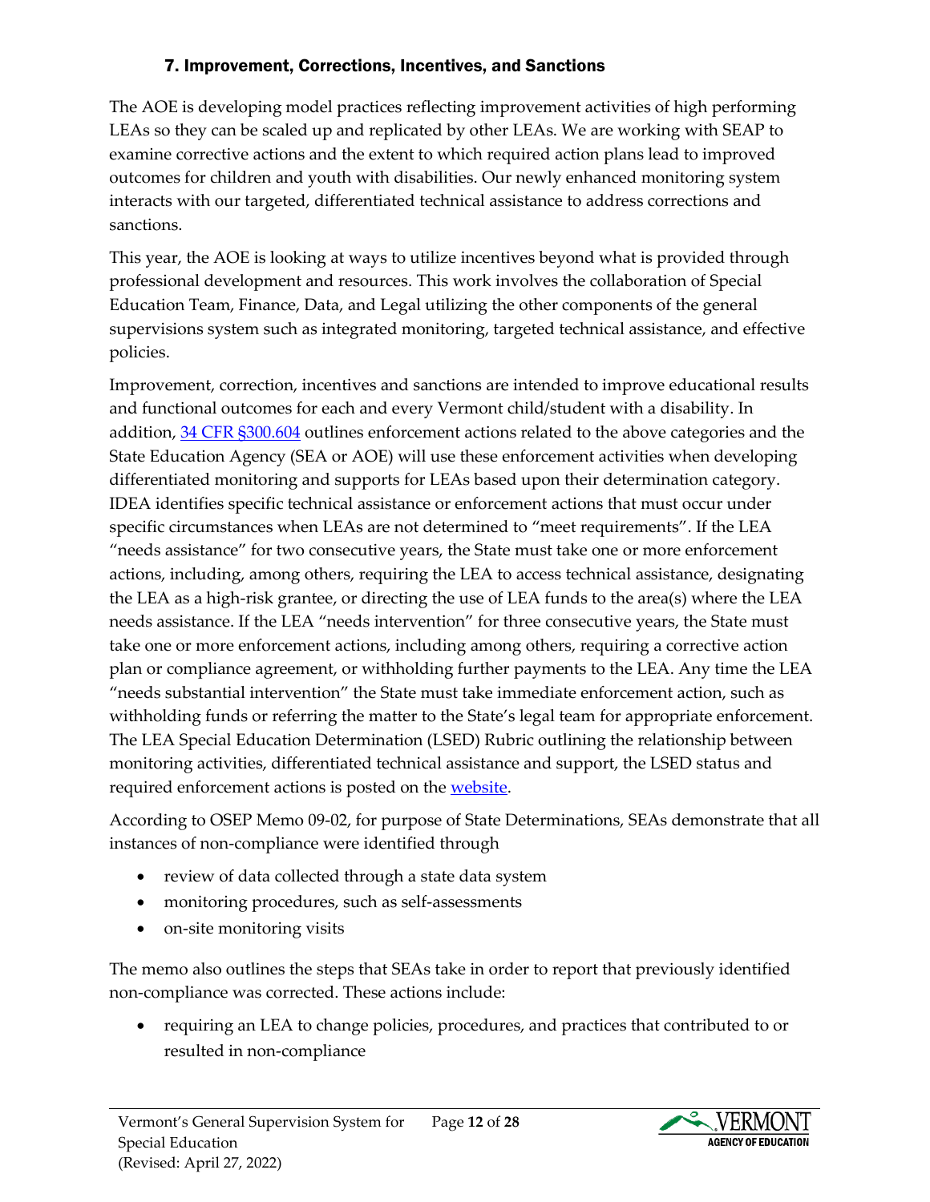## 7. Improvement, Corrections, Incentives, and Sanctions

The AOE is developing model practices reflecting improvement activities of high performing LEAs so they can be scaled up and replicated by other LEAs. We are working with SEAP to examine corrective actions and the extent to which required action plans lead to improved outcomes for children and youth with disabilities. Our newly enhanced monitoring system interacts with our targeted, differentiated technical assistance to address corrections and sanctions.

This year, the AOE is looking at ways to utilize incentives beyond what is provided through professional development and resources. This work involves the collaboration of Special Education Team, Finance, Data, and Legal utilizing the other components of the general supervisions system such as integrated monitoring, targeted technical assistance, and effective policies.

Improvement, correction, incentives and sanctions are intended to improve educational results and functional outcomes for each and every Vermont child/student with a disability. In addition, 34 CFR §300.604 outlines enforcement actions related to the above categories and the State Education Agency (SEA or AOE) will use these enforcement activities when developing differentiated monitoring and supports for LEAs based upon their determination category. IDEA identifies specific technical assistance or enforcement actions that must occur under specific circumstances when LEAs are not determined to "meet requirements". If the LEA "needs assistance" for two consecutive years, the State must take one or more enforcement actions, including, among others, requiring the LEA to access technical assistance, designating the LEA as a high-risk grantee, or directing the use of LEA funds to the area(s) where the LEA needs assistance. If the LEA "needs intervention" for three consecutive years, the State must take one or more enforcement actions, including among others, requiring a corrective action plan or compliance agreement, or withholding further payments to the LEA. Any time the LEA "needs substantial intervention" the State must take immediate enforcement action, such as withholding funds or referring the matter to the State's legal team for appropriate enforcement. The LEA Special Education Determination (LSED) Rubric outlining the relationship between monitoring activities, differentiated technical assistance and support, the LSED status and required enforcement actions is posted on the website.

According to OSEP Memo 09-02, for purpose of State Determinations, SEAs demonstrate that all instances of non-compliance were identified through

- review of data collected through a state data system
- monitoring procedures, such as self-assessments
- on-site monitoring visits

The memo also outlines the steps that SEAs take in order to report that previously identified non-compliance was corrected. These actions include:

- requiring an LEA to change policies, procedures, and practices that contributed to or resulted in non-compliance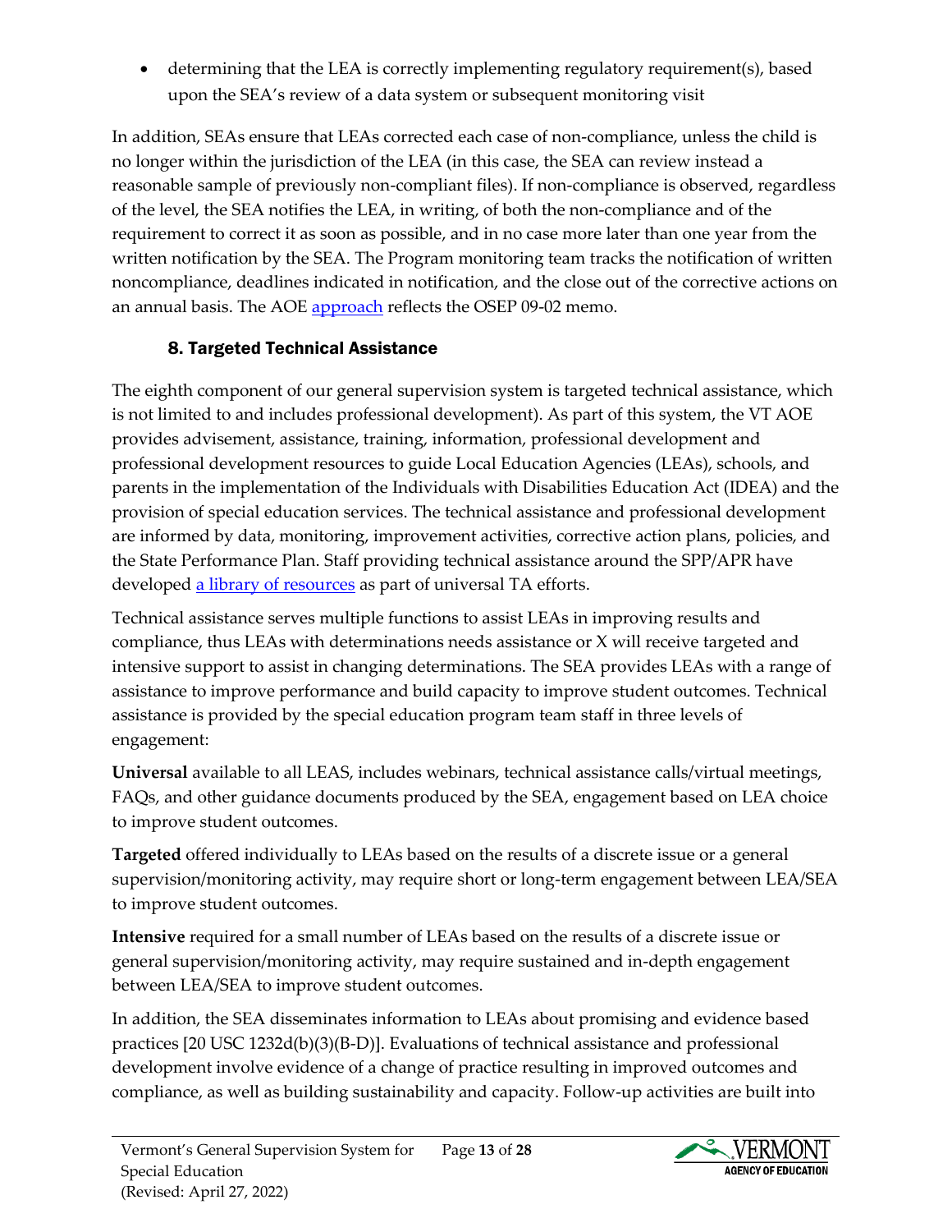- determining that the LEA is correctly implementing regulatory requirement(s), based upon the SEA's review of a data system or subsequent monitoring visit

In addition, SEAs ensure that LEAs corrected each case of non-compliance, unless the child is no longer within the jurisdiction of the LEA (in this case, the SEA can review instead a reasonable sample of previously non-compliant files). If non-compliance is observed, regardless of the level, the SEA notifies the LEA, in writing, of both the non-compliance and of the requirement to correct it as soon as possible, and in no case more later than one year from the written notification by the SEA. The Program monitoring team tracks the notification of written noncompliance, deadlines indicated in notification, and the close out of the corrective actions on an annual basis. The AOE approach reflects the OSEP 09-02 memo.

### 8. Targeted Technical Assistance

The eighth component of our general supervision system is targeted technical assistance, which is not limited to and includes professional development). As part of this system, the VT AOE provides advisement, assistance, training, information, professional development and professional development resources to guide Local Education Agencies (LEAs), schools, and parents in the implementation of the Individuals with Disabilities Education Act (IDEA) and the provision of special education services. The technical assistance and professional development are informed by data, monitoring, improvement activities, corrective action plans, policies, and the State Performance Plan. Staff providing technical assistance around the SPP/APR have developed a library of resources as part of universal TA efforts.

Technical assistance serves multiple functions to assist LEAs in improving results and compliance, thus LEAs with determinations needs assistance or X will receive targeted and intensive support to assist in changing determinations. The SEA provides LEAs with a range of assistance to improve performance and build capacity to improve student outcomes. Technical assistance is provided by the special education program team staff in three levels of engagement:

**Universal** available to all LEAS, includes webinars, technical assistance calls/virtual meetings, FAQs, and other guidance documents produced by the SEA, engagement based on LEA choice to improve student outcomes.

**Targeted** offered individually to LEAs based on the results of a discrete issue or a general supervision/monitoring activity, may require short or long-term engagement between LEA/SEA to improve student outcomes.

**Intensive** required for a small number of LEAs based on the results of a discrete issue or general supervision/monitoring activity, may require sustained and in-depth engagement between LEA/SEA to improve student outcomes.

In addition, the SEA disseminates information to LEAs about promising and evidence based practices [20 USC 1232d(b)(3)(B-D)]. Evaluations of technical assistance and professional development involve evidence of a change of practice resulting in improved outcomes and compliance, as well as building sustainability and capacity. Follow-up activities are built into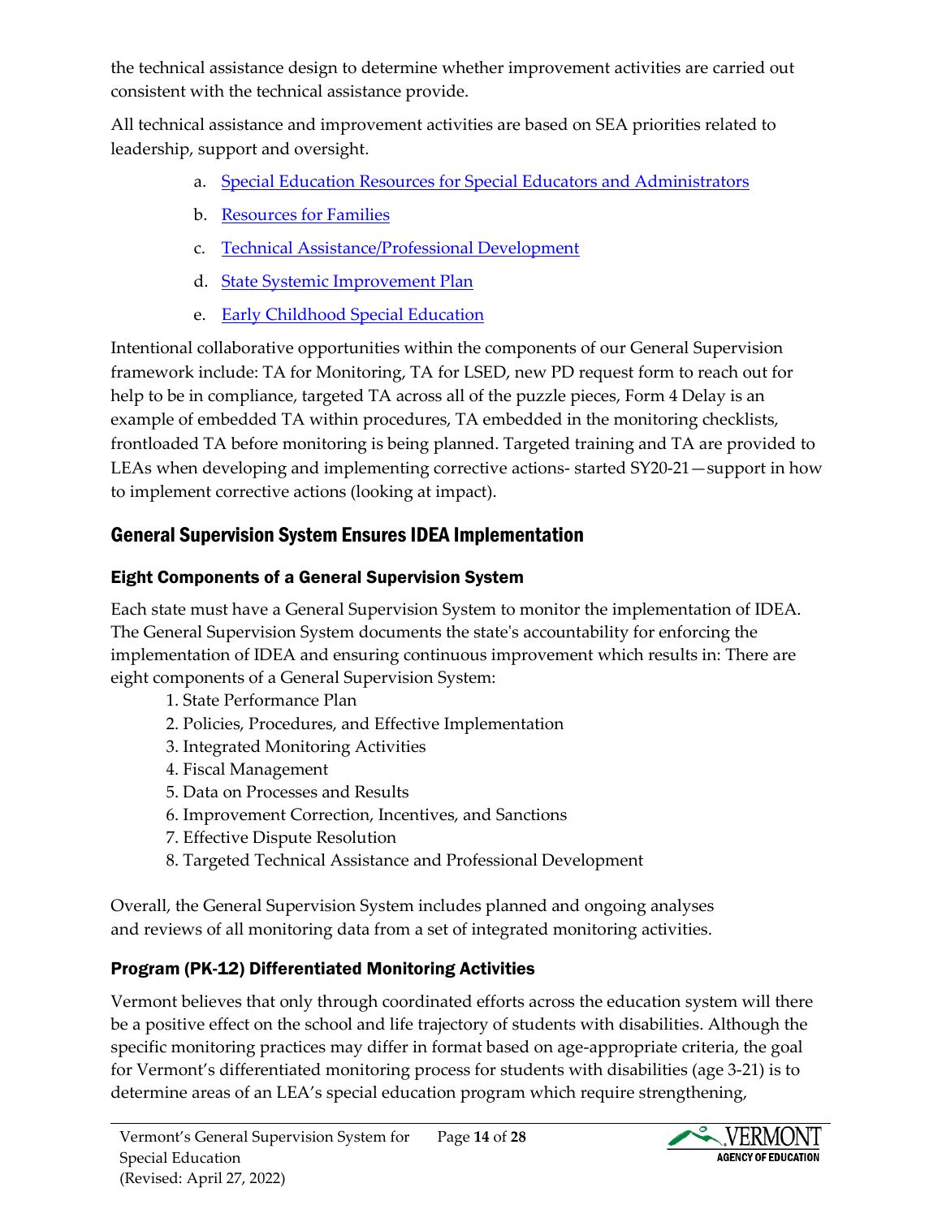the technical assistance design to determine whether improvement activities are carried out consistent with the technical assistance provide.

All technical assistance and improvement activities are based on SEA priorities related to leadership, support and oversight.

a. Special Education Resources for Special Educators and Administrators
b. Resources for Families
c. Technical Assistance/Professional Development
d. State Systemic Improvement Plan
e. Early Childhood Special Education

Intentional collaborative opportunities within the components of our General Supervision framework include: TA for Monitoring, TA for LSED, new PD request form to reach out for help to be in compliance, targeted TA across all of the puzzle pieces, Form 4 Delay is an example of embedded TA within procedures, TA embedded in the monitoring checklists, frontloaded TA before monitoring is being planned. Targeted training and TA are provided to LEAs when developing and implementing corrective actions- started SY20-21—support in how to implement corrective actions (looking at impact).

## General Supervision System Ensures IDEA Implementation

### Eight Components of a General Supervision System

Each state must have a General Supervision System to monitor the implementation of IDEA. The General Supervision System documents the state's accountability for enforcing the implementation of IDEA and ensuring continuous improvement which results in: There are eight components of a General Supervision System:

1. State Performance Plan
2. Policies, Procedures, and Effective Implementation
3. Integrated Monitoring Activities
4. Fiscal Management
5. Data on Processes and Results
6. Improvement Correction, Incentives, and Sanctions
7. Effective Dispute Resolution
8. Targeted Technical Assistance and Professional Development

Overall, the General Supervision System includes planned and ongoing analyses and reviews of all monitoring data from a set of integrated monitoring activities.

### Program (PK-12) Differentiated Monitoring Activities

Vermont believes that only through coordinated efforts across the education system will there be a positive effect on the school and life trajectory of students with disabilities. Although the specific monitoring practices may differ in format based on age-appropriate criteria, the goal for Vermont's differentiated monitoring process for students with disabilities (age 3-21) is to determine areas of an LEA's special education program which require strengthening,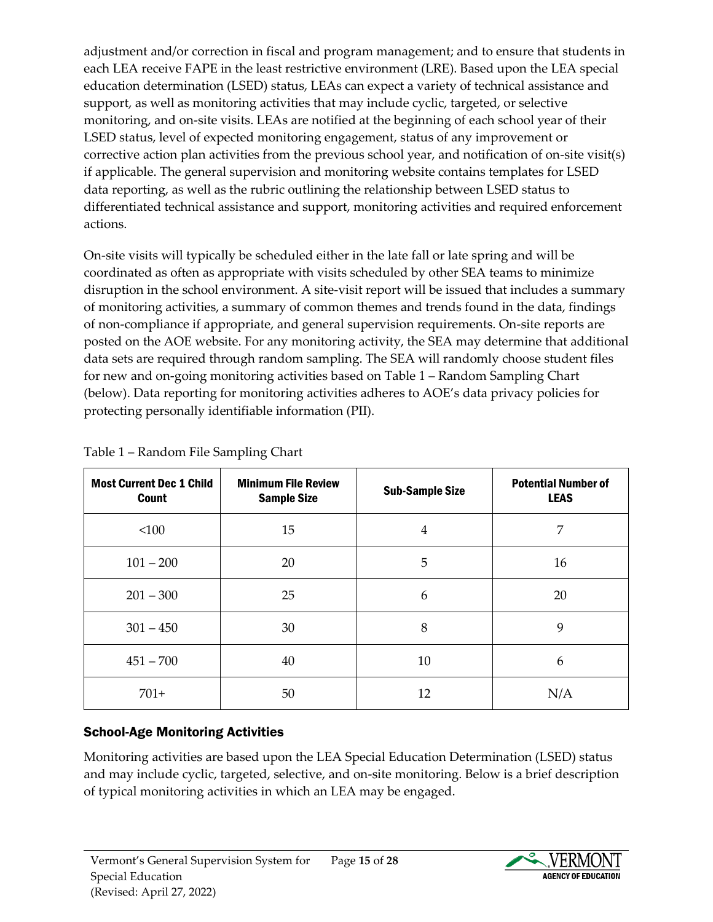adjustment and/or correction in fiscal and program management; and to ensure that students in each LEA receive FAPE in the least restrictive environment (LRE). Based upon the LEA special education determination (LSED) status, LEAs can expect a variety of technical assistance and support, as well as monitoring activities that may include cyclic, targeted, or selective monitoring, and on-site visits. LEAs are notified at the beginning of each school year of their LSED status, level of expected monitoring engagement, status of any improvement or corrective action plan activities from the previous school year, and notification of on-site visit(s) if applicable. The general supervision and monitoring website contains templates for LSED data reporting, as well as the rubric outlining the relationship between LSED status to differentiated technical assistance and support, monitoring activities and required enforcement actions.

On-site visits will typically be scheduled either in the late fall or late spring and will be coordinated as often as appropriate with visits scheduled by other SEA teams to minimize disruption in the school environment. A site-visit report will be issued that includes a summary of monitoring activities, a summary of common themes and trends found in the data, findings of non-compliance if appropriate, and general supervision requirements. On-site reports are posted on the AOE website. For any monitoring activity, the SEA may determine that additional data sets are required through random sampling. The SEA will randomly choose student files for new and on-going monitoring activities based on Table 1 – Random Sampling Chart (below). Data reporting for monitoring activities adheres to AOE's data privacy policies for protecting personally identifiable information (PII).

Table 1 – Random File Sampling Chart

| Most Current Dec 1 Child Count | Minimum File Review Sample Size | Sub-Sample Size | Potential Number of LEAS |
|---|---|---|---|
| <100 | 15 | 4 | 7 |
| 101 – 200 | 20 | 5 | 16 |
| 201 – 300 | 25 | 6 | 20 |
| 301 – 450 | 30 | 8 | 9 |
| 451 – 700 | 40 | 10 | 6 |
| 701+ | 50 | 12 | N/A |

### School-Age Monitoring Activities

Monitoring activities are based upon the LEA Special Education Determination (LSED) status and may include cyclic, targeted, selective, and on-site monitoring. Below is a brief description of typical monitoring activities in which an LEA may be engaged.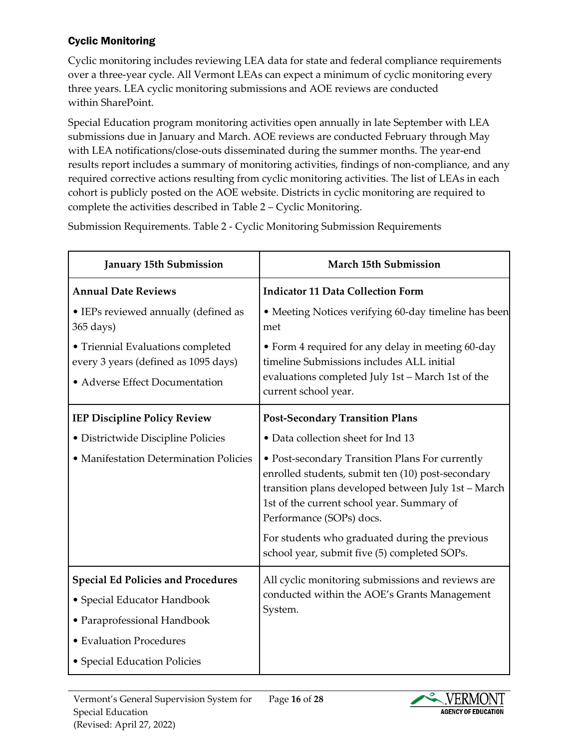### Cyclic Monitoring

Cyclic monitoring includes reviewing LEA data for state and federal compliance requirements over a three-year cycle. All Vermont LEAs can expect a minimum of cyclic monitoring every three years. LEA cyclic monitoring submissions and AOE reviews are conducted within SharePoint.

Special Education program monitoring activities open annually in late September with LEA submissions due in January and March. AOE reviews are conducted February through May with LEA notifications/close-outs disseminated during the summer months. The year-end results report includes a summary of monitoring activities, findings of non-compliance, and any required corrective actions resulting from cyclic monitoring activities. The list of LEAs in each cohort is publicly posted on the AOE website. Districts in cyclic monitoring are required to complete the activities described in Table 2 – Cyclic Monitoring.

Submission Requirements. Table 2 - Cyclic Monitoring Submission Requirements

| January 15th Submission | March 15th Submission |
|---|---|
| **Annual Date Reviews**<br>• IEPs reviewed annually (defined as 365 days)<br>• Triennial Evaluations completed every 3 years (defined as 1095 days)<br>• Adverse Effect Documentation | **Indicator 11 Data Collection Form**<br>• Meeting Notices verifying 60-day timeline has been met<br>• Form 4 required for any delay in meeting 60-day timeline Submissions includes ALL initial evaluations completed July 1st – March 1st of the current school year. |
| **IEP Discipline Policy Review**<br>• Districtwide Discipline Policies<br>• Manifestation Determination Policies | **Post-Secondary Transition Plans**<br>• Data collection sheet for Ind 13<br>• Post-secondary Transition Plans For currently enrolled students, submit ten (10) post-secondary transition plans developed between July 1st – March 1st of the current school year. Summary of Performance (SOPs) docs.<br>For students who graduated during the previous school year, submit five (5) completed SOPs. |
| **Special Ed Policies and Procedures**<br>• Special Educator Handbook<br>• Paraprofessional Handbook<br>• Evaluation Procedures<br>• Special Education Policies | All cyclic monitoring submissions and reviews are conducted within the AOE's Grants Management System. |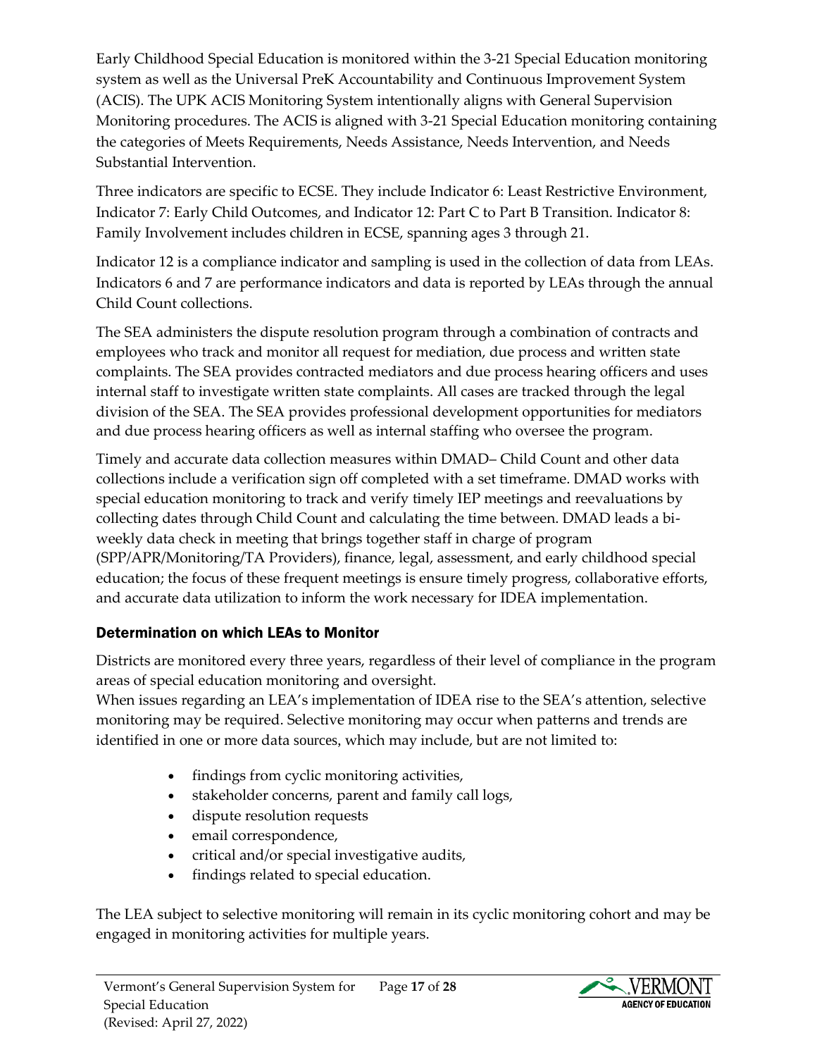Early Childhood Special Education is monitored within the 3-21 Special Education monitoring system as well as the Universal PreK Accountability and Continuous Improvement System (ACIS). The UPK ACIS Monitoring System intentionally aligns with General Supervision Monitoring procedures. The ACIS is aligned with 3-21 Special Education monitoring containing the categories of Meets Requirements, Needs Assistance, Needs Intervention, and Needs Substantial Intervention.

Three indicators are specific to ECSE. They include Indicator 6: Least Restrictive Environment, Indicator 7: Early Child Outcomes, and Indicator 12: Part C to Part B Transition. Indicator 8: Family Involvement includes children in ECSE, spanning ages 3 through 21.

Indicator 12 is a compliance indicator and sampling is used in the collection of data from LEAs. Indicators 6 and 7 are performance indicators and data is reported by LEAs through the annual Child Count collections.

The SEA administers the dispute resolution program through a combination of contracts and employees who track and monitor all request for mediation, due process and written state complaints. The SEA provides contracted mediators and due process hearing officers and uses internal staff to investigate written state complaints. All cases are tracked through the legal division of the SEA. The SEA provides professional development opportunities for mediators and due process hearing officers as well as internal staffing who oversee the program.

Timely and accurate data collection measures within DMAD– Child Count and other data collections include a verification sign off completed with a set timeframe. DMAD works with special education monitoring to track and verify timely IEP meetings and reevaluations by collecting dates through Child Count and calculating the time between. DMAD leads a bi-weekly data check in meeting that brings together staff in charge of program (SPP/APR/Monitoring/TA Providers), finance, legal, assessment, and early childhood special education; the focus of these frequent meetings is ensure timely progress, collaborative efforts, and accurate data utilization to inform the work necessary for IDEA implementation.

### Determination on which LEAs to Monitor

Districts are monitored every three years, regardless of their level of compliance in the program areas of special education monitoring and oversight.
When issues regarding an LEA's implementation of IDEA rise to the SEA's attention, selective monitoring may be required. Selective monitoring may occur when patterns and trends are identified in one or more data sources, which may include, but are not limited to:

- findings from cyclic monitoring activities,
- stakeholder concerns, parent and family call logs,
- dispute resolution requests
- email correspondence,
- critical and/or special investigative audits,
- findings related to special education.

The LEA subject to selective monitoring will remain in its cyclic monitoring cohort and may be engaged in monitoring activities for multiple years.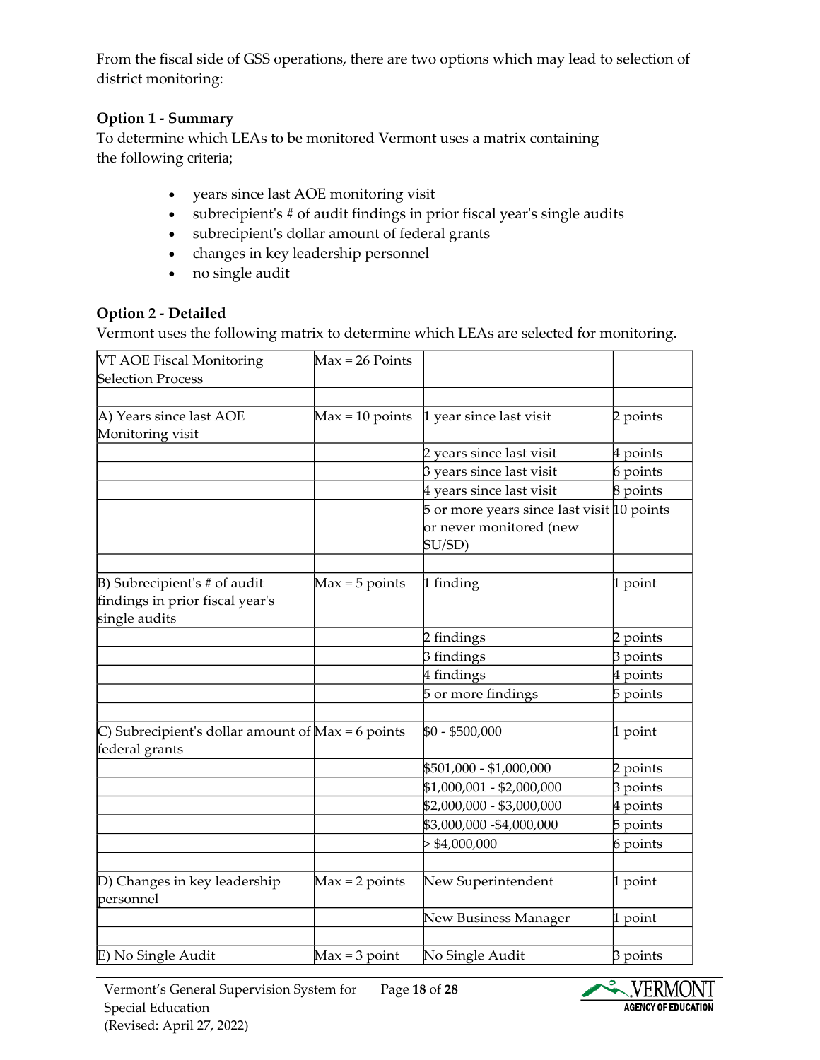From the fiscal side of GSS operations, there are two options which may lead to selection of district monitoring:

**Option 1 - Summary**

To determine which LEAs to be monitored Vermont uses a matrix containing the following criteria;

- years since last AOE monitoring visit
- subrecipient's # of audit findings in prior fiscal year's single audits
- subrecipient's dollar amount of federal grants
- changes in key leadership personnel
- no single audit

**Option 2 - Detailed**

Vermont uses the following matrix to determine which LEAs are selected for monitoring.

| VT AOE Fiscal Monitoring Selection Process | Max = 26 Points | | |
|---|---|---|---|
| | | | |
| A) Years since last AOE Monitoring visit | Max = 10 points | 1 year since last visit | 2 points |
| | | 2 years since last visit | 4 points |
| | | 3 years since last visit | 6 points |
| | | 4 years since last visit | 8 points |
| | | 5 or more years since last visit or never monitored (new SU/SD) | 10 points |
| | | | |
| B) Subrecipient's # of audit findings in prior fiscal year's single audits | Max = 5 points | 1 finding | 1 point |
| | | 2 findings | 2 points |
| | | 3 findings | 3 points |
| | | 4 findings | 4 points |
| | | 5 or more findings | 5 points |
| | | | |
| C) Subrecipient's dollar amount of federal grants | Max = 6 points | $0 - $500,000 | 1 point |
| | | $501,000 - $1,000,000 | 2 points |
| | | $1,000,001 - $2,000,000 | 3 points |
| | | $2,000,000 - $3,000,000 | 4 points |
| | | $3,000,000 -$4,000,000 | 5 points |
| | | > $4,000,000 | 6 points |
| | | | |
| D) Changes in key leadership personnel | Max = 2 points | New Superintendent | 1 point |
| | | New Business Manager | 1 point |
| | | | |
| E) No Single Audit | Max = 3 point | No Single Audit | 3 points |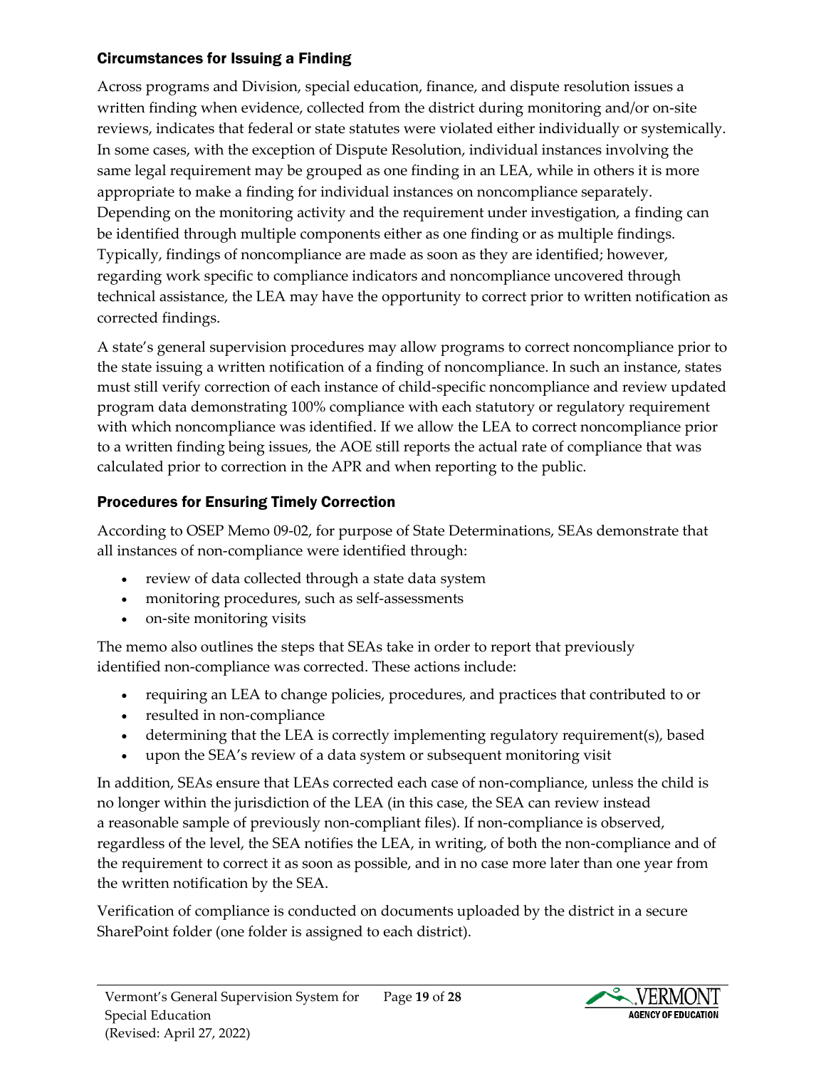### Circumstances for Issuing a Finding

Across programs and Division, special education, finance, and dispute resolution issues a written finding when evidence, collected from the district during monitoring and/or on-site reviews, indicates that federal or state statutes were violated either individually or systemically. In some cases, with the exception of Dispute Resolution, individual instances involving the same legal requirement may be grouped as one finding in an LEA, while in others it is more appropriate to make a finding for individual instances on noncompliance separately. Depending on the monitoring activity and the requirement under investigation, a finding can be identified through multiple components either as one finding or as multiple findings. Typically, findings of noncompliance are made as soon as they are identified; however, regarding work specific to compliance indicators and noncompliance uncovered through technical assistance, the LEA may have the opportunity to correct prior to written notification as corrected findings.

A state's general supervision procedures may allow programs to correct noncompliance prior to the state issuing a written notification of a finding of noncompliance. In such an instance, states must still verify correction of each instance of child-specific noncompliance and review updated program data demonstrating 100% compliance with each statutory or regulatory requirement with which noncompliance was identified. If we allow the LEA to correct noncompliance prior to a written finding being issues, the AOE still reports the actual rate of compliance that was calculated prior to correction in the APR and when reporting to the public.

### Procedures for Ensuring Timely Correction

According to OSEP Memo 09-02, for purpose of State Determinations, SEAs demonstrate that all instances of non-compliance were identified through:

- review of data collected through a state data system
- monitoring procedures, such as self-assessments
- on-site monitoring visits

The memo also outlines the steps that SEAs take in order to report that previously identified non-compliance was corrected. These actions include:

- requiring an LEA to change policies, procedures, and practices that contributed to or
- resulted in non-compliance
- determining that the LEA is correctly implementing regulatory requirement(s), based
- upon the SEA's review of a data system or subsequent monitoring visit

In addition, SEAs ensure that LEAs corrected each case of non-compliance, unless the child is no longer within the jurisdiction of the LEA (in this case, the SEA can review instead a reasonable sample of previously non-compliant files). If non-compliance is observed, regardless of the level, the SEA notifies the LEA, in writing, of both the non-compliance and of the requirement to correct it as soon as possible, and in no case more later than one year from the written notification by the SEA.

Verification of compliance is conducted on documents uploaded by the district in a secure SharePoint folder (one folder is assigned to each district).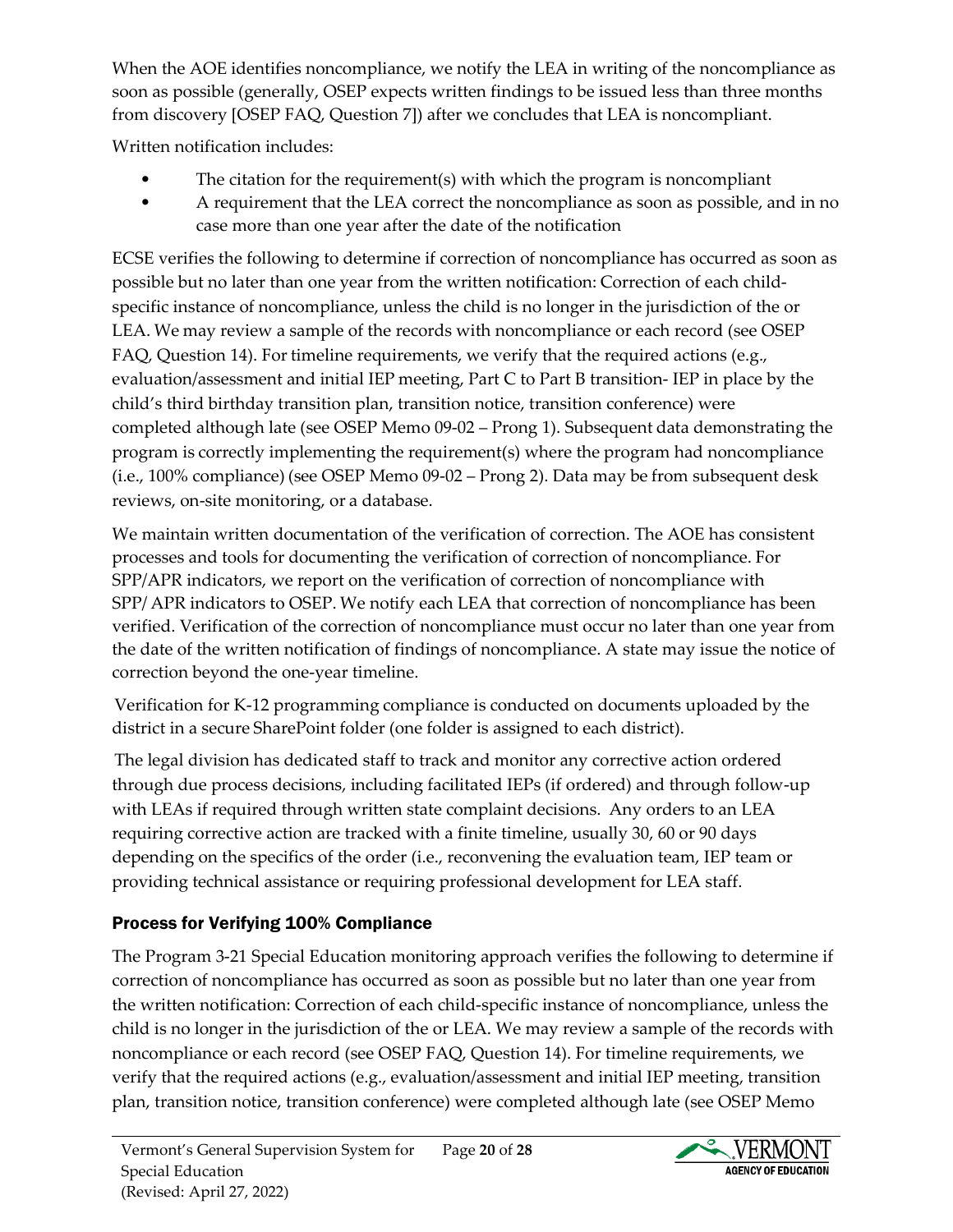When the AOE identifies noncompliance, we notify the LEA in writing of the noncompliance as soon as possible (generally, OSEP expects written findings to be issued less than three months from discovery [OSEP FAQ, Question 7]) after we concludes that LEA is noncompliant.

Written notification includes:

- The citation for the requirement(s) with which the program is noncompliant
- A requirement that the LEA correct the noncompliance as soon as possible, and in no case more than one year after the date of the notification

ECSE verifies the following to determine if correction of noncompliance has occurred as soon as possible but no later than one year from the written notification: Correction of each child-specific instance of noncompliance, unless the child is no longer in the jurisdiction of the or LEA. We may review a sample of the records with noncompliance or each record (see OSEP FAQ, Question 14). For timeline requirements, we verify that the required actions (e.g., evaluation/assessment and initial IEP meeting, Part C to Part B transition- IEP in place by the child's third birthday transition plan, transition notice, transition conference) were completed although late (see OSEP Memo 09-02 – Prong 1). Subsequent data demonstrating the program is correctly implementing the requirement(s) where the program had noncompliance (i.e., 100% compliance) (see OSEP Memo 09-02 – Prong 2). Data may be from subsequent desk reviews, on-site monitoring, or a database.

We maintain written documentation of the verification of correction. The AOE has consistent processes and tools for documenting the verification of correction of noncompliance. For SPP/APR indicators, we report on the verification of correction of noncompliance with SPP/ APR indicators to OSEP. We notify each LEA that correction of noncompliance has been verified. Verification of the correction of noncompliance must occur no later than one year from the date of the written notification of findings of noncompliance. A state may issue the notice of correction beyond the one-year timeline.

Verification for K-12 programming compliance is conducted on documents uploaded by the district in a secure SharePoint folder (one folder is assigned to each district).

The legal division has dedicated staff to track and monitor any corrective action ordered through due process decisions, including facilitated IEPs (if ordered) and through follow-up with LEAs if required through written state complaint decisions. Any orders to an LEA requiring corrective action are tracked with a finite timeline, usually 30, 60 or 90 days depending on the specifics of the order (i.e., reconvening the evaluation team, IEP team or providing technical assistance or requiring professional development for LEA staff.

### Process for Verifying 100% Compliance

The Program 3-21 Special Education monitoring approach verifies the following to determine if correction of noncompliance has occurred as soon as possible but no later than one year from the written notification: Correction of each child-specific instance of noncompliance, unless the child is no longer in the jurisdiction of the or LEA. We may review a sample of the records with noncompliance or each record (see OSEP FAQ, Question 14). For timeline requirements, we verify that the required actions (e.g., evaluation/assessment and initial IEP meeting, transition plan, transition notice, transition conference) were completed although late (see OSEP Memo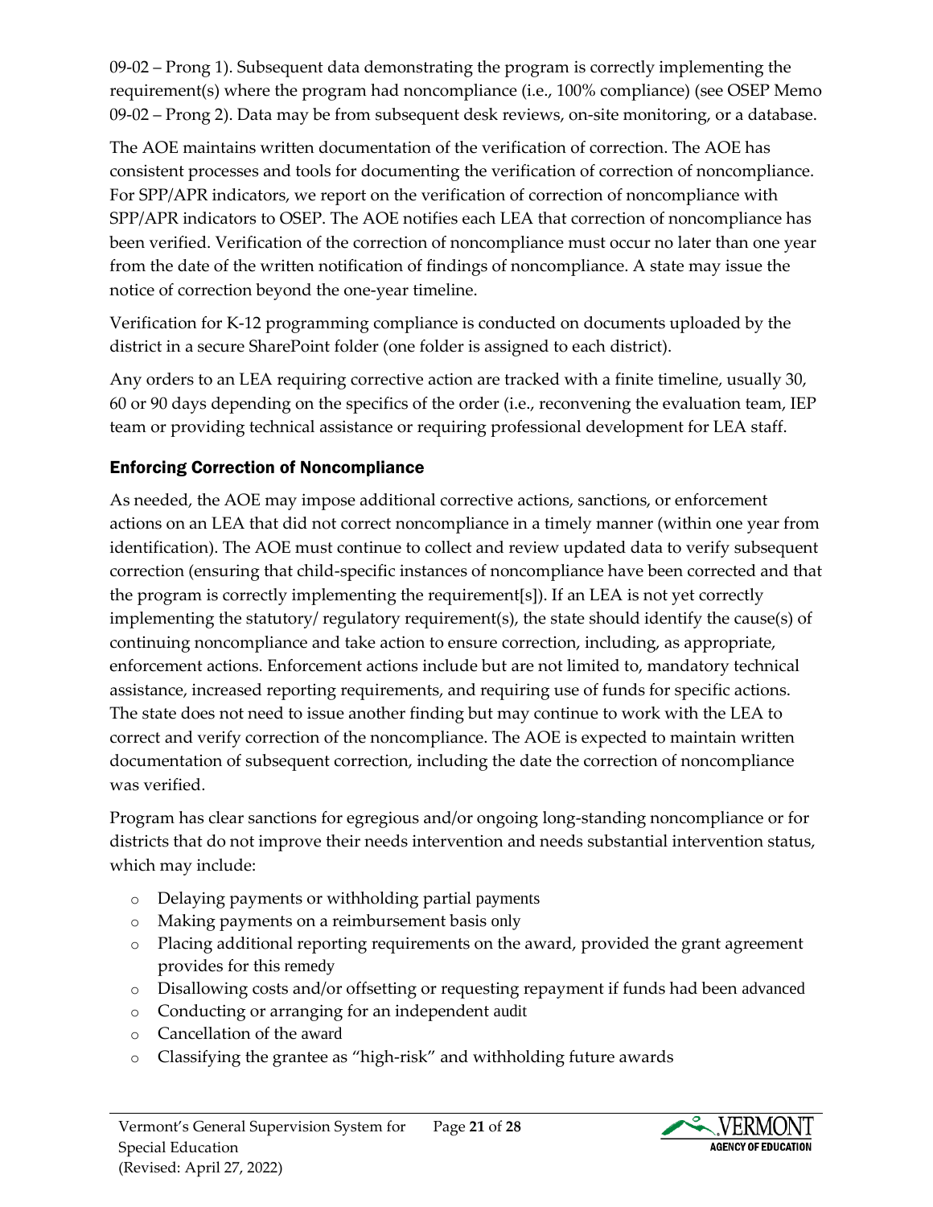09-02 – Prong 1). Subsequent data demonstrating the program is correctly implementing the requirement(s) where the program had noncompliance (i.e., 100% compliance) (see OSEP Memo 09-02 – Prong 2). Data may be from subsequent desk reviews, on-site monitoring, or a database.

The AOE maintains written documentation of the verification of correction. The AOE has consistent processes and tools for documenting the verification of correction of noncompliance. For SPP/APR indicators, we report on the verification of correction of noncompliance with SPP/APR indicators to OSEP. The AOE notifies each LEA that correction of noncompliance has been verified. Verification of the correction of noncompliance must occur no later than one year from the date of the written notification of findings of noncompliance. A state may issue the notice of correction beyond the one-year timeline.

Verification for K-12 programming compliance is conducted on documents uploaded by the district in a secure SharePoint folder (one folder is assigned to each district).

Any orders to an LEA requiring corrective action are tracked with a finite timeline, usually 30, 60 or 90 days depending on the specifics of the order (i.e., reconvening the evaluation team, IEP team or providing technical assistance or requiring professional development for LEA staff.

### Enforcing Correction of Noncompliance

As needed, the AOE may impose additional corrective actions, sanctions, or enforcement actions on an LEA that did not correct noncompliance in a timely manner (within one year from identification). The AOE must continue to collect and review updated data to verify subsequent correction (ensuring that child-specific instances of noncompliance have been corrected and that the program is correctly implementing the requirement[s]). If an LEA is not yet correctly implementing the statutory/ regulatory requirement(s), the state should identify the cause(s) of continuing noncompliance and take action to ensure correction, including, as appropriate, enforcement actions. Enforcement actions include but are not limited to, mandatory technical assistance, increased reporting requirements, and requiring use of funds for specific actions. The state does not need to issue another finding but may continue to work with the LEA to correct and verify correction of the noncompliance. The AOE is expected to maintain written documentation of subsequent correction, including the date the correction of noncompliance was verified.

Program has clear sanctions for egregious and/or ongoing long-standing noncompliance or for districts that do not improve their needs intervention and needs substantial intervention status, which may include:

- Delaying payments or withholding partial payments
- Making payments on a reimbursement basis only
- Placing additional reporting requirements on the award, provided the grant agreement provides for this remedy
- Disallowing costs and/or offsetting or requesting repayment if funds had been advanced
- Conducting or arranging for an independent audit
- Cancellation of the award
- Classifying the grantee as "high-risk" and withholding future awards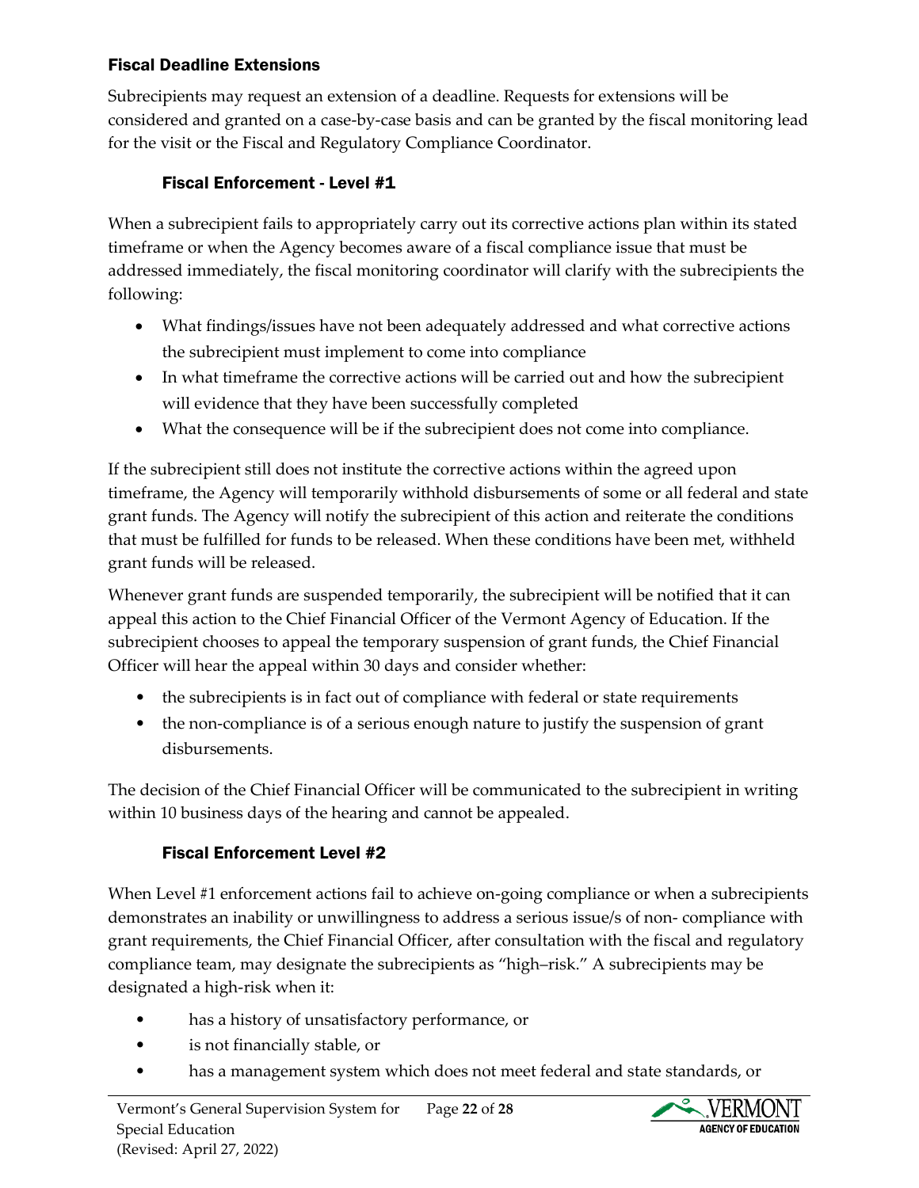### Fiscal Deadline Extensions

Subrecipients may request an extension of a deadline. Requests for extensions will be considered and granted on a case-by-case basis and can be granted by the fiscal monitoring lead for the visit or the Fiscal and Regulatory Compliance Coordinator.

#### Fiscal Enforcement - Level #1

When a subrecipient fails to appropriately carry out its corrective actions plan within its stated timeframe or when the Agency becomes aware of a fiscal compliance issue that must be addressed immediately, the fiscal monitoring coordinator will clarify with the subrecipients the following:

- What findings/issues have not been adequately addressed and what corrective actions the subrecipient must implement to come into compliance
- In what timeframe the corrective actions will be carried out and how the subrecipient will evidence that they have been successfully completed
- What the consequence will be if the subrecipient does not come into compliance.

If the subrecipient still does not institute the corrective actions within the agreed upon timeframe, the Agency will temporarily withhold disbursements of some or all federal and state grant funds. The Agency will notify the subrecipient of this action and reiterate the conditions that must be fulfilled for funds to be released. When these conditions have been met, withheld grant funds will be released.

Whenever grant funds are suspended temporarily, the subrecipient will be notified that it can appeal this action to the Chief Financial Officer of the Vermont Agency of Education. If the subrecipient chooses to appeal the temporary suspension of grant funds, the Chief Financial Officer will hear the appeal within 30 days and consider whether:

- the subrecipients is in fact out of compliance with federal or state requirements
- the non-compliance is of a serious enough nature to justify the suspension of grant disbursements.

The decision of the Chief Financial Officer will be communicated to the subrecipient in writing within 10 business days of the hearing and cannot be appealed.

#### Fiscal Enforcement Level #2

When Level #1 enforcement actions fail to achieve on-going compliance or when a subrecipients demonstrates an inability or unwillingness to address a serious issue/s of non- compliance with grant requirements, the Chief Financial Officer, after consultation with the fiscal and regulatory compliance team, may designate the subrecipients as "high–risk." A subrecipients may be designated a high-risk when it:

- has a history of unsatisfactory performance, or
- is not financially stable, or
- has a management system which does not meet federal and state standards, or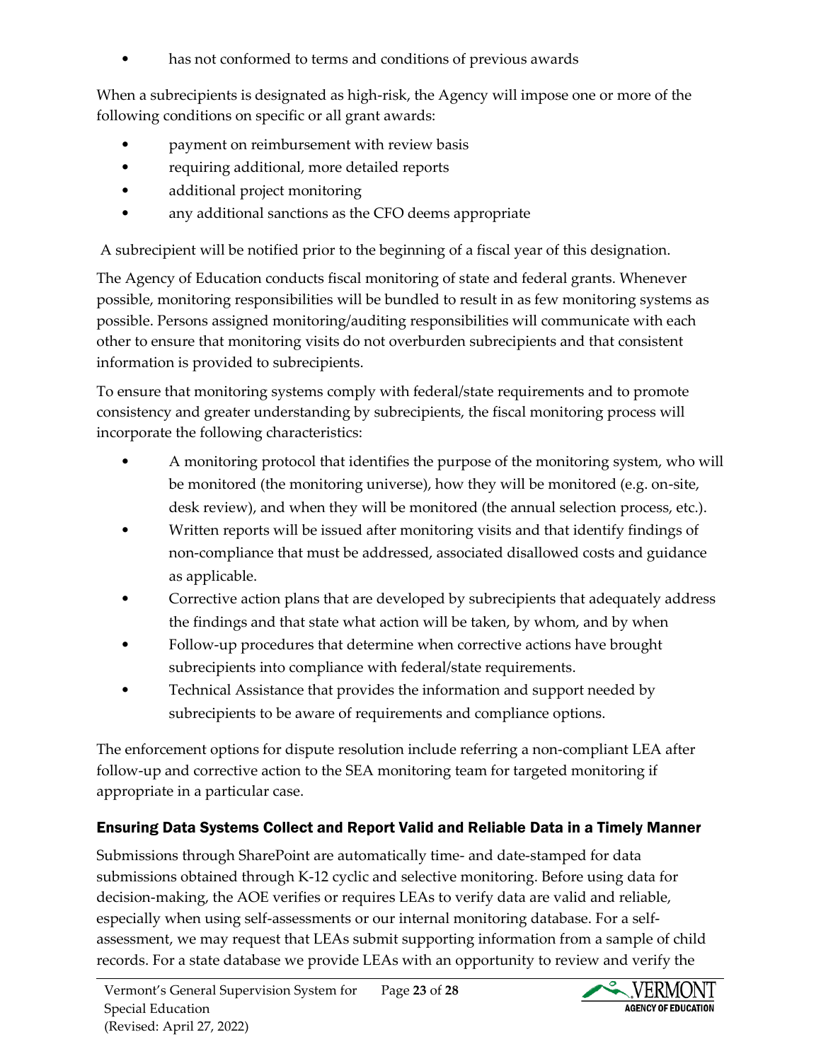- has not conformed to terms and conditions of previous awards

When a subrecipients is designated as high-risk, the Agency will impose one or more of the following conditions on specific or all grant awards:

- payment on reimbursement with review basis
- requiring additional, more detailed reports
- additional project monitoring
- any additional sanctions as the CFO deems appropriate

A subrecipient will be notified prior to the beginning of a fiscal year of this designation.

The Agency of Education conducts fiscal monitoring of state and federal grants. Whenever possible, monitoring responsibilities will be bundled to result in as few monitoring systems as possible. Persons assigned monitoring/auditing responsibilities will communicate with each other to ensure that monitoring visits do not overburden subrecipients and that consistent information is provided to subrecipients.

To ensure that monitoring systems comply with federal/state requirements and to promote consistency and greater understanding by subrecipients, the fiscal monitoring process will incorporate the following characteristics:

- A monitoring protocol that identifies the purpose of the monitoring system, who will be monitored (the monitoring universe), how they will be monitored (e.g. on-site, desk review), and when they will be monitored (the annual selection process, etc.).
- Written reports will be issued after monitoring visits and that identify findings of non-compliance that must be addressed, associated disallowed costs and guidance as applicable.
- Corrective action plans that are developed by subrecipients that adequately address the findings and that state what action will be taken, by whom, and by when
- Follow-up procedures that determine when corrective actions have brought subrecipients into compliance with federal/state requirements.
- Technical Assistance that provides the information and support needed by subrecipients to be aware of requirements and compliance options.

The enforcement options for dispute resolution include referring a non-compliant LEA after follow-up and corrective action to the SEA monitoring team for targeted monitoring if appropriate in a particular case.

### Ensuring Data Systems Collect and Report Valid and Reliable Data in a Timely Manner

Submissions through SharePoint are automatically time- and date-stamped for data submissions obtained through K-12 cyclic and selective monitoring. Before using data for decision-making, the AOE verifies or requires LEAs to verify data are valid and reliable, especially when using self-assessments or our internal monitoring database. For a self-assessment, we may request that LEAs submit supporting information from a sample of child records. For a state database we provide LEAs with an opportunity to review and verify the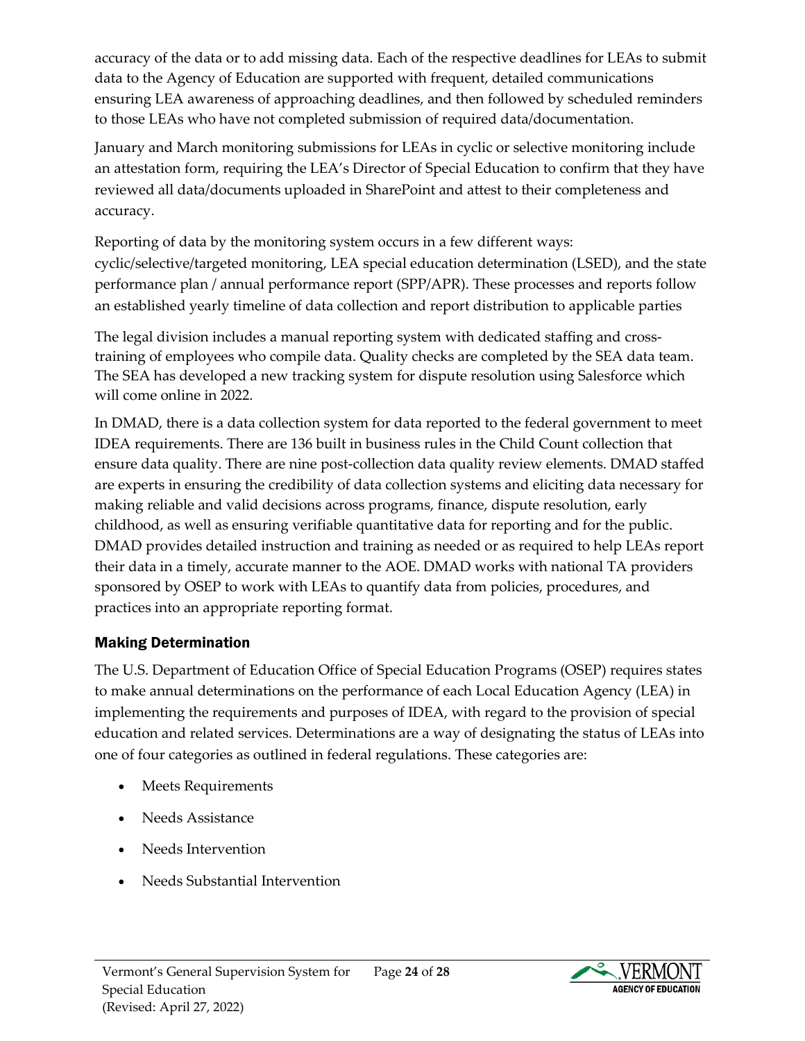accuracy of the data or to add missing data. Each of the respective deadlines for LEAs to submit data to the Agency of Education are supported with frequent, detailed communications ensuring LEA awareness of approaching deadlines, and then followed by scheduled reminders to those LEAs who have not completed submission of required data/documentation.

January and March monitoring submissions for LEAs in cyclic or selective monitoring include an attestation form, requiring the LEA's Director of Special Education to confirm that they have reviewed all data/documents uploaded in SharePoint and attest to their completeness and accuracy.

Reporting of data by the monitoring system occurs in a few different ways: cyclic/selective/targeted monitoring, LEA special education determination (LSED), and the state performance plan / annual performance report (SPP/APR). These processes and reports follow an established yearly timeline of data collection and report distribution to applicable parties

The legal division includes a manual reporting system with dedicated staffing and cross-training of employees who compile data. Quality checks are completed by the SEA data team. The SEA has developed a new tracking system for dispute resolution using Salesforce which will come online in 2022.

In DMAD, there is a data collection system for data reported to the federal government to meet IDEA requirements. There are 136 built in business rules in the Child Count collection that ensure data quality. There are nine post-collection data quality review elements. DMAD staffed are experts in ensuring the credibility of data collection systems and eliciting data necessary for making reliable and valid decisions across programs, finance, dispute resolution, early childhood, as well as ensuring verifiable quantitative data for reporting and for the public. DMAD provides detailed instruction and training as needed or as required to help LEAs report their data in a timely, accurate manner to the AOE. DMAD works with national TA providers sponsored by OSEP to work with LEAs to quantify data from policies, procedures, and practices into an appropriate reporting format.

### Making Determination

The U.S. Department of Education Office of Special Education Programs (OSEP) requires states to make annual determinations on the performance of each Local Education Agency (LEA) in implementing the requirements and purposes of IDEA, with regard to the provision of special education and related services. Determinations are a way of designating the status of LEAs into one of four categories as outlined in federal regulations. These categories are:

- Meets Requirements
- Needs Assistance
- Needs Intervention
- Needs Substantial Intervention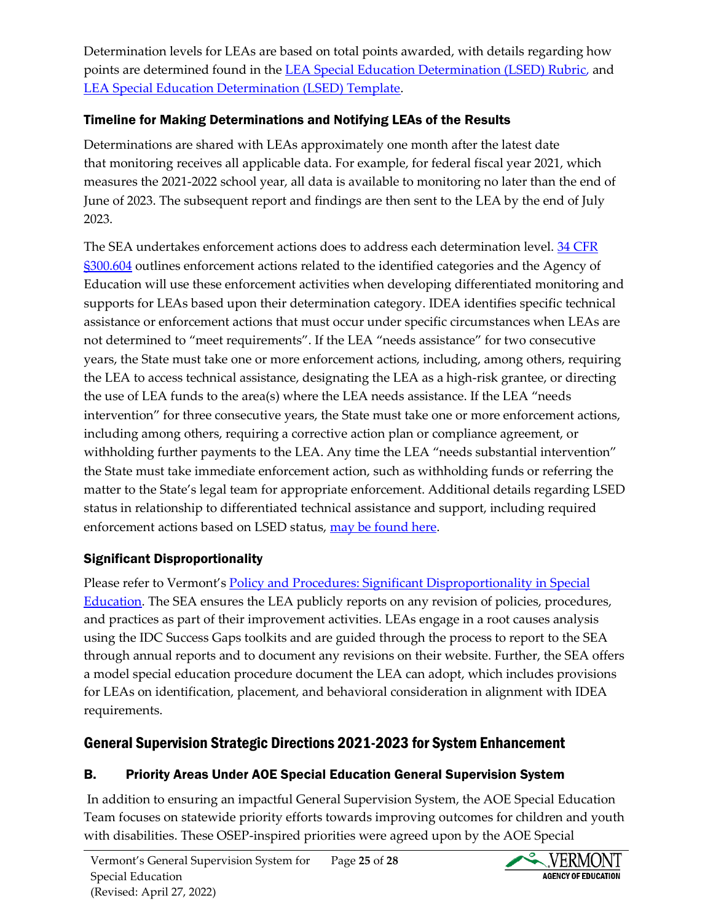Determination levels for LEAs are based on total points awarded, with details regarding how points are determined found in the [LEA Special Education Determination (LSED) Rubric](), and [LEA Special Education Determination (LSED) Template]().

### Timeline for Making Determinations and Notifying LEAs of the Results

Determinations are shared with LEAs approximately one month after the latest date that monitoring receives all applicable data. For example, for federal fiscal year 2021, which measures the 2021-2022 school year, all data is available to monitoring no later than the end of June of 2023. The subsequent report and findings are then sent to the LEA by the end of July 2023.

The SEA undertakes enforcement actions does to address each determination level. [34 CFR §300.604]() outlines enforcement actions related to the identified categories and the Agency of Education will use these enforcement activities when developing differentiated monitoring and supports for LEAs based upon their determination category. IDEA identifies specific technical assistance or enforcement actions that must occur under specific circumstances when LEAs are not determined to "meet requirements". If the LEA "needs assistance" for two consecutive years, the State must take one or more enforcement actions, including, among others, requiring the LEA to access technical assistance, designating the LEA as a high-risk grantee, or directing the use of LEA funds to the area(s) where the LEA needs assistance. If the LEA "needs intervention" for three consecutive years, the State must take one or more enforcement actions, including among others, requiring a corrective action plan or compliance agreement, or withholding further payments to the LEA. Any time the LEA "needs substantial intervention" the State must take immediate enforcement action, such as withholding funds or referring the matter to the State's legal team for appropriate enforcement. Additional details regarding LSED status in relationship to differentiated technical assistance and support, including required enforcement actions based on LSED status, [may be found here]().

### Significant Disproportionality

Please refer to Vermont's [Policy and Procedures: Significant Disproportionality in Special Education](). The SEA ensures the LEA publicly reports on any revision of policies, procedures, and practices as part of their improvement activities. LEAs engage in a root causes analysis using the IDC Success Gaps toolkits and are guided through the process to report to the SEA through annual reports and to document any revisions on their website. Further, the SEA offers a model special education procedure document the LEA can adopt, which includes provisions for LEAs on identification, placement, and behavioral consideration in alignment with IDEA requirements.

## General Supervision Strategic Directions 2021-2023 for System Enhancement

### B. Priority Areas Under AOE Special Education General Supervision System

In addition to ensuring an impactful General Supervision System, the AOE Special Education Team focuses on statewide priority efforts towards improving outcomes for children and youth with disabilities. These OSEP-inspired priorities were agreed upon by the AOE Special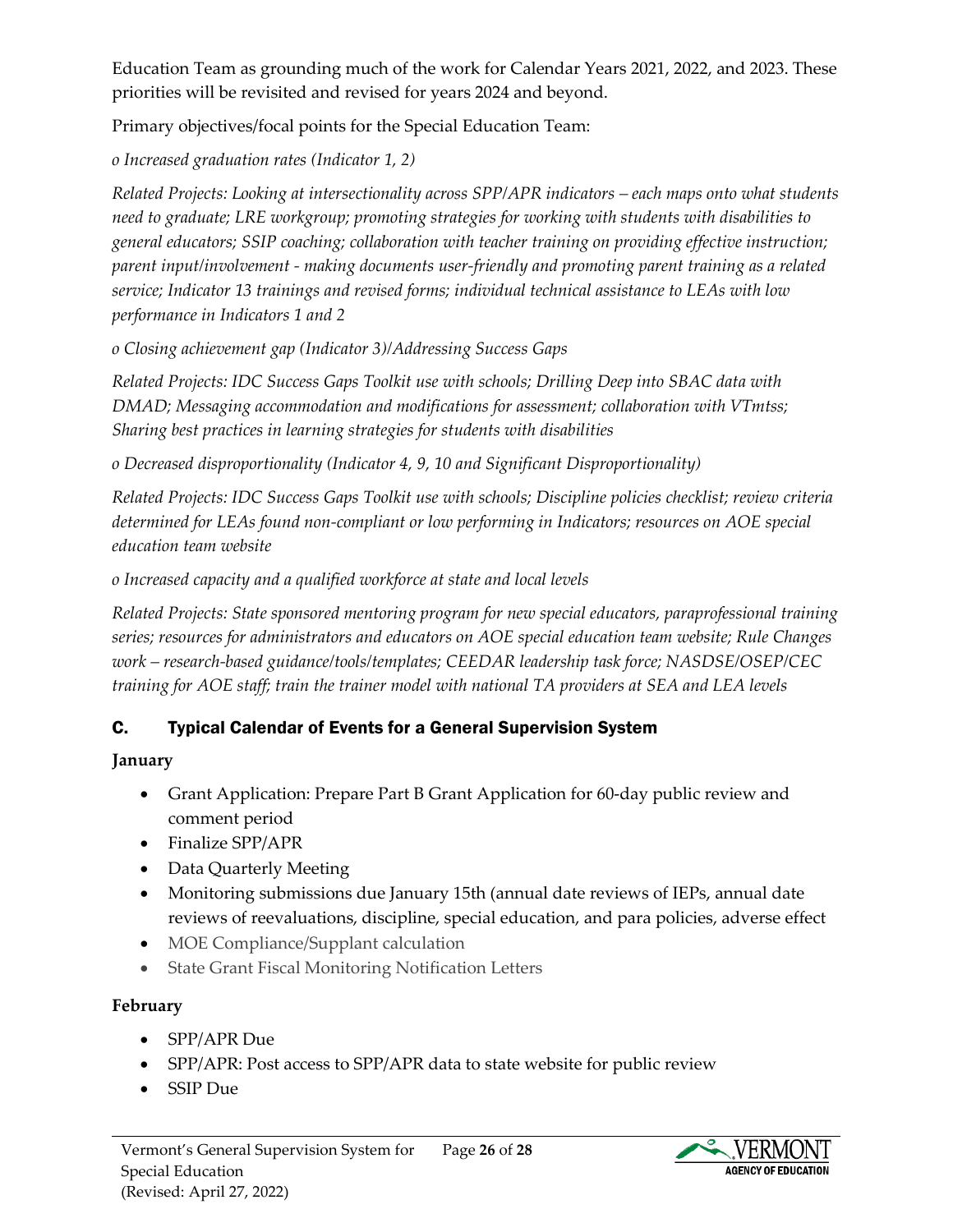Education Team as grounding much of the work for Calendar Years 2021, 2022, and 2023. These priorities will be revisited and revised for years 2024 and beyond.

Primary objectives/focal points for the Special Education Team:

*o Increased graduation rates (Indicator 1, 2)*

*Related Projects: Looking at intersectionality across SPP/APR indicators – each maps onto what students need to graduate; LRE workgroup; promoting strategies for working with students with disabilities to general educators; SSIP coaching; collaboration with teacher training on providing effective instruction; parent input/involvement - making documents user-friendly and promoting parent training as a related service; Indicator 13 trainings and revised forms; individual technical assistance to LEAs with low performance in Indicators 1 and 2*

*o Closing achievement gap (Indicator 3)/Addressing Success Gaps*

*Related Projects: IDC Success Gaps Toolkit use with schools; Drilling Deep into SBAC data with DMAD; Messaging accommodation and modifications for assessment; collaboration with VTmtss; Sharing best practices in learning strategies for students with disabilities*

*o Decreased disproportionality (Indicator 4, 9, 10 and Significant Disproportionality)*

*Related Projects: IDC Success Gaps Toolkit use with schools; Discipline policies checklist; review criteria determined for LEAs found non-compliant or low performing in Indicators; resources on AOE special education team website*

*o Increased capacity and a qualified workforce at state and local levels*

*Related Projects: State sponsored mentoring program for new special educators, paraprofessional training series; resources for administrators and educators on AOE special education team website; Rule Changes work – research-based guidance/tools/templates; CEEDAR leadership task force; NASDSE/OSEP/CEC training for AOE staff; train the trainer model with national TA providers at SEA and LEA levels*

## C. Typical Calendar of Events for a General Supervision System

**January**

- Grant Application: Prepare Part B Grant Application for 60-day public review and comment period
- Finalize SPP/APR
- Data Quarterly Meeting
- Monitoring submissions due January 15th (annual date reviews of IEPs, annual date reviews of reevaluations, discipline, special education, and para policies, adverse effect
- MOE Compliance/Supplant calculation
- State Grant Fiscal Monitoring Notification Letters

**February**

- SPP/APR Due
- SPP/APR: Post access to SPP/APR data to state website for public review
- SSIP Due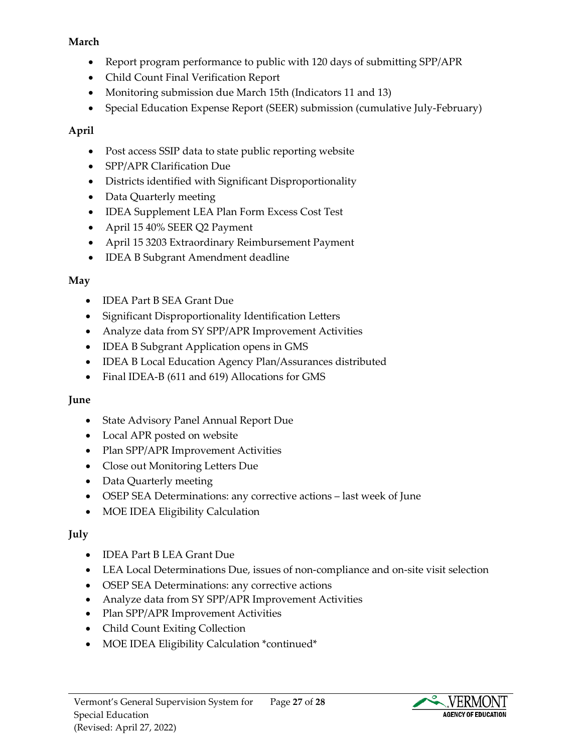**March**

- Report program performance to public with 120 days of submitting SPP/APR
- Child Count Final Verification Report
- Monitoring submission due March 15th (Indicators 11 and 13)
- Special Education Expense Report (SEER) submission (cumulative July-February)

**April**

- Post access SSIP data to state public reporting website
- SPP/APR Clarification Due
- Districts identified with Significant Disproportionality
- Data Quarterly meeting
- IDEA Supplement LEA Plan Form Excess Cost Test
- April 15 40% SEER Q2 Payment
- April 15 3203 Extraordinary Reimbursement Payment
- IDEA B Subgrant Amendment deadline

**May**

- IDEA Part B SEA Grant Due
- Significant Disproportionality Identification Letters
- Analyze data from SY SPP/APR Improvement Activities
- IDEA B Subgrant Application opens in GMS
- IDEA B Local Education Agency Plan/Assurances distributed
- Final IDEA-B (611 and 619) Allocations for GMS

**June**

- State Advisory Panel Annual Report Due
- Local APR posted on website
- Plan SPP/APR Improvement Activities
- Close out Monitoring Letters Due
- Data Quarterly meeting
- OSEP SEA Determinations: any corrective actions – last week of June
- MOE IDEA Eligibility Calculation

**July**

- IDEA Part B LEA Grant Due
- LEA Local Determinations Due, issues of non-compliance and on-site visit selection
- OSEP SEA Determinations: any corrective actions
- Analyze data from SY SPP/APR Improvement Activities
- Plan SPP/APR Improvement Activities
- Child Count Exiting Collection
- MOE IDEA Eligibility Calculation *continued*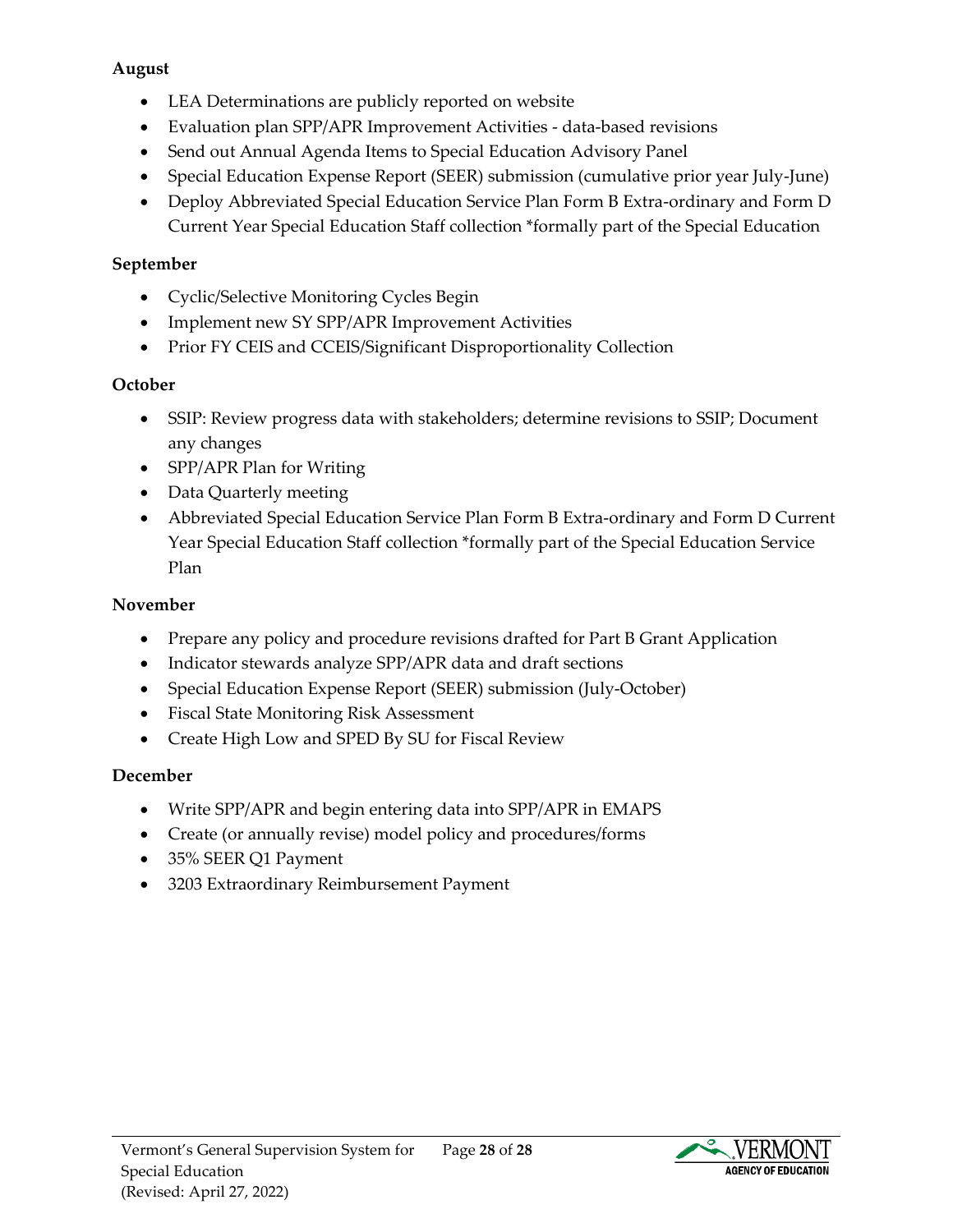**August**

- LEA Determinations are publicly reported on website
- Evaluation plan SPP/APR Improvement Activities - data-based revisions
- Send out Annual Agenda Items to Special Education Advisory Panel
- Special Education Expense Report (SEER) submission (cumulative prior year July-June)
- Deploy Abbreviated Special Education Service Plan Form B Extra-ordinary and Form D Current Year Special Education Staff collection *formally part of the Special Education

**September**

- Cyclic/Selective Monitoring Cycles Begin
- Implement new SY SPP/APR Improvement Activities
- Prior FY CEIS and CCEIS/Significant Disproportionality Collection

**October**

- SSIP: Review progress data with stakeholders; determine revisions to SSIP; Document any changes
- SPP/APR Plan for Writing
- Data Quarterly meeting
- Abbreviated Special Education Service Plan Form B Extra-ordinary and Form D Current Year Special Education Staff collection *formally part of the Special Education Service Plan

**November**

- Prepare any policy and procedure revisions drafted for Part B Grant Application
- Indicator stewards analyze SPP/APR data and draft sections
- Special Education Expense Report (SEER) submission (July-October)
- Fiscal State Monitoring Risk Assessment
- Create High Low and SPED By SU for Fiscal Review

**December**

- Write SPP/APR and begin entering data into SPP/APR in EMAPS
- Create (or annually revise) model policy and procedures/forms
- 35% SEER Q1 Payment
- 3203 Extraordinary Reimbursement Payment